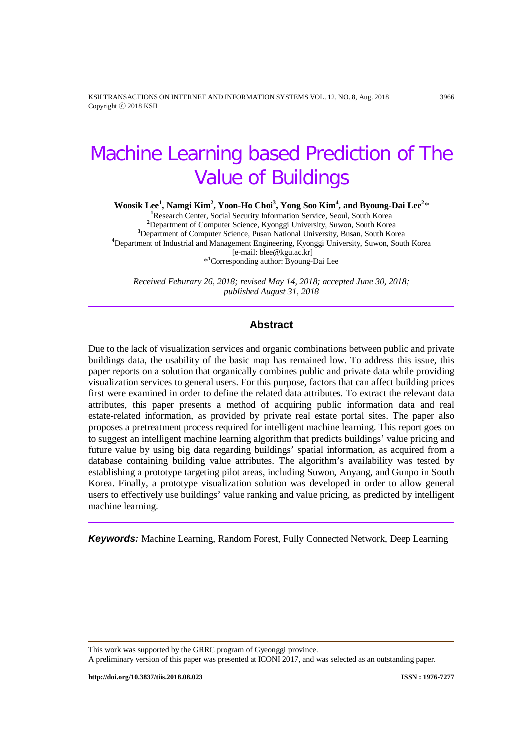# Machine Learning based Prediction of The Value of Buildings

**Woosik Lee[1], Namgi Kim[2], Yoon-Ho Choi[3], Yong Soo Kim[4], and Byoung-Dai Lee[2]***

[1]Research Center, Social Security Information Service, Seoul, South Korea
[2]Department of Computer Science, Kyonggi University, Suwon, South Korea
[3]Department of Computer Science, Pusan National University, Busan, South Korea
[4]Department of Industrial and Management Engineering, Kyonggi University, Suwon, South Korea
[e-mail: blee@kgu.ac.kr]
*[1]Corresponding author: Byoung-Dai Lee

*Received Feburary 26, 2018; revised May 14, 2018; accepted June 30, 2018; published August 31, 2018*

## Abstract

Due to the lack of visualization services and organic combinations between public and private buildings data, the usability of the basic map has remained low. To address this issue, this paper reports on a solution that organically combines public and private data while providing visualization services to general users. For this purpose, factors that can affect building prices first were examined in order to define the related data attributes. To extract the relevant data attributes, this paper presents a method of acquiring public information data and real estate-related information, as provided by private real estate portal sites. The paper also proposes a pretreatment process required for intelligent machine learning. This report goes on to suggest an intelligent machine learning algorithm that predicts buildings' value pricing and future value by using big data regarding buildings' spatial information, as acquired from a database containing building value attributes. The algorithm's availability was tested by establishing a prototype targeting pilot areas, including Suwon, Anyang, and Gunpo in South Korea. Finally, a prototype visualization solution was developed in order to allow general users to effectively use buildings' value ranking and value pricing, as predicted by intelligent machine learning.

***Keywords:*** Machine Learning, Random Forest, Fully Connected Network, Deep Learning

This work was supported by the GRRC program of Gyeonggi province.
A preliminary version of this paper was presented at ICONI 2017, and was selected as an outstanding paper.

http://doi.org/10.3837/tiis.2018.08.023 ISSN : 1976-7277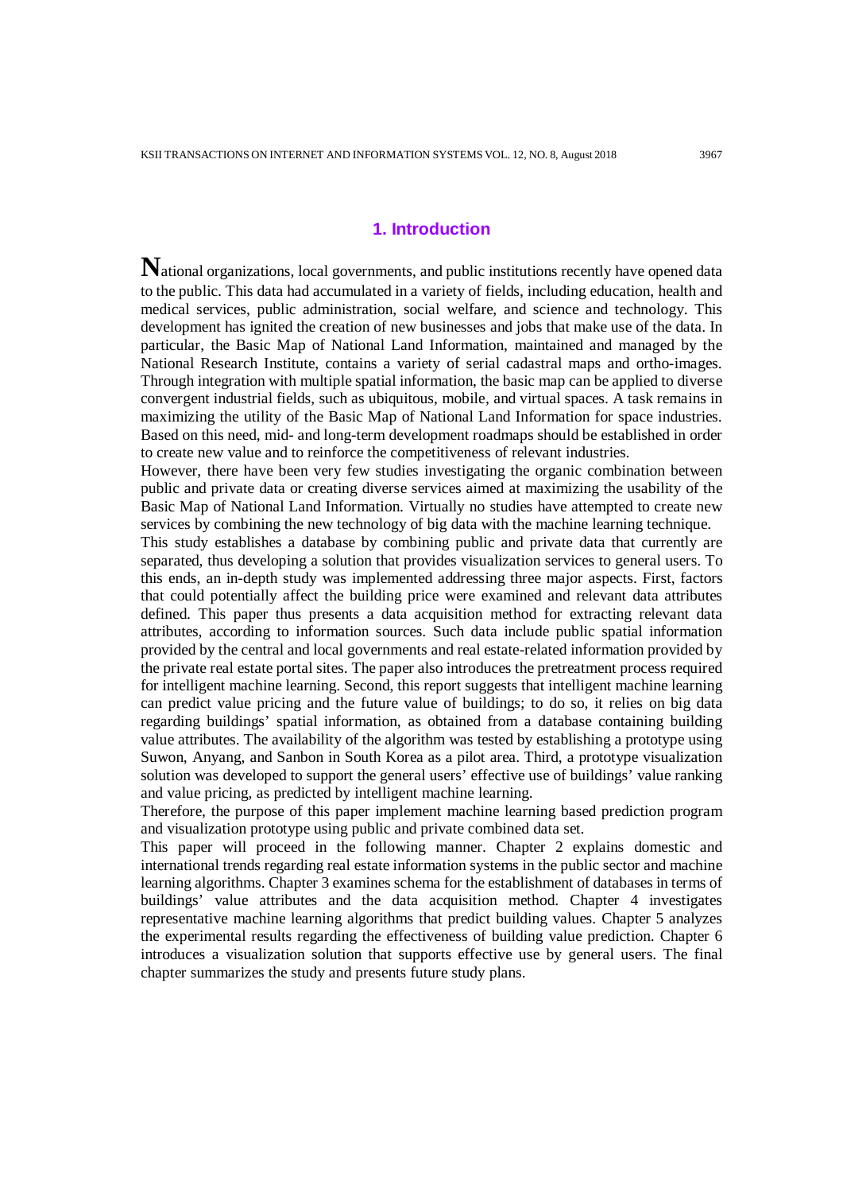# 1. Introduction

National organizations, local governments, and public institutions recently have opened data to the public. This data had accumulated in a variety of fields, including education, health and medical services, public administration, social welfare, and science and technology. This development has ignited the creation of new businesses and jobs that make use of the data. In particular, the Basic Map of National Land Information, maintained and managed by the National Research Institute, contains a variety of serial cadastral maps and ortho-images. Through integration with multiple spatial information, the basic map can be applied to diverse convergent industrial fields, such as ubiquitous, mobile, and virtual spaces. A task remains in maximizing the utility of the Basic Map of National Land Information for space industries. Based on this need, mid- and long-term development roadmaps should be established in order to create new value and to reinforce the competitiveness of relevant industries.

However, there have been very few studies investigating the organic combination between public and private data or creating diverse services aimed at maximizing the usability of the Basic Map of National Land Information. Virtually no studies have attempted to create new services by combining the new technology of big data with the machine learning technique.

This study establishes a database by combining public and private data that currently are separated, thus developing a solution that provides visualization services to general users. To this ends, an in-depth study was implemented addressing three major aspects. First, factors that could potentially affect the building price were examined and relevant data attributes defined. This paper thus presents a data acquisition method for extracting relevant data attributes, according to information sources. Such data include public spatial information provided by the central and local governments and real estate-related information provided by the private real estate portal sites. The paper also introduces the pretreatment process required for intelligent machine learning. Second, this report suggests that intelligent machine learning can predict value pricing and the future value of buildings; to do so, it relies on big data regarding buildings' spatial information, as obtained from a database containing building value attributes. The availability of the algorithm was tested by establishing a prototype using Suwon, Anyang, and Sanbon in South Korea as a pilot area. Third, a prototype visualization solution was developed to support the general users' effective use of buildings' value ranking and value pricing, as predicted by intelligent machine learning.

Therefore, the purpose of this paper implement machine learning based prediction program and visualization prototype using public and private combined data set.

This paper will proceed in the following manner. Chapter 2 explains domestic and international trends regarding real estate information systems in the public sector and machine learning algorithms. Chapter 3 examines schema for the establishment of databases in terms of buildings' value attributes and the data acquisition method. Chapter 4 investigates representative machine learning algorithms that predict building values. Chapter 5 analyzes the experimental results regarding the effectiveness of building value prediction. Chapter 6 introduces a visualization solution that supports effective use by general users. The final chapter summarizes the study and presents future study plans.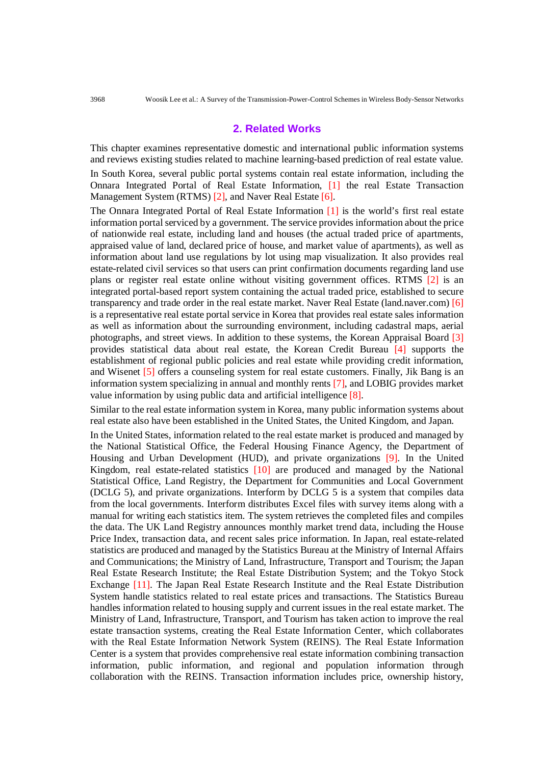## 2. Related Works

This chapter examines representative domestic and international public information systems and reviews existing studies related to machine learning-based prediction of real estate value.

In South Korea, several public portal systems contain real estate information, including the Onnara Integrated Portal of Real Estate Information, [1] the real Estate Transaction Management System (RTMS) [2], and Naver Real Estate [6].

The Onnara Integrated Portal of Real Estate Information [1] is the world's first real estate information portal serviced by a government. The service provides information about the price of nationwide real estate, including land and houses (the actual traded price of apartments, appraised value of land, declared price of house, and market value of apartments), as well as information about land use regulations by lot using map visualization. It also provides real estate-related civil services so that users can print confirmation documents regarding land use plans or register real estate online without visiting government offices. RTMS [2] is an integrated portal-based report system containing the actual traded price, established to secure transparency and trade order in the real estate market. Naver Real Estate (land.naver.com) [6] is a representative real estate portal service in Korea that provides real estate sales information as well as information about the surrounding environment, including cadastral maps, aerial photographs, and street views. In addition to these systems, the Korean Appraisal Board [3] provides statistical data about real estate, the Korean Credit Bureau [4] supports the establishment of regional public policies and real estate while providing credit information, and Wisenet [5] offers a counseling system for real estate customers. Finally, Jik Bang is an information system specializing in annual and monthly rents [7], and LOBIG provides market value information by using public data and artificial intelligence [8].

Similar to the real estate information system in Korea, many public information systems about real estate also have been established in the United States, the United Kingdom, and Japan.

In the United States, information related to the real estate market is produced and managed by the National Statistical Office, the Federal Housing Finance Agency, the Department of Housing and Urban Development (HUD), and private organizations [9]. In the United Kingdom, real estate-related statistics [10] are produced and managed by the National Statistical Office, Land Registry, the Department for Communities and Local Government (DCLG 5), and private organizations. Interform by DCLG 5 is a system that compiles data from the local governments. Interform distributes Excel files with survey items along with a manual for writing each statistics item. The system retrieves the completed files and compiles the data. The UK Land Registry announces monthly market trend data, including the House Price Index, transaction data, and recent sales price information. In Japan, real estate-related statistics are produced and managed by the Statistics Bureau at the Ministry of Internal Affairs and Communications; the Ministry of Land, Infrastructure, Transport and Tourism; the Japan Real Estate Research Institute; the Real Estate Distribution System; and the Tokyo Stock Exchange [11]. The Japan Real Estate Research Institute and the Real Estate Distribution System handle statistics related to real estate prices and transactions. The Statistics Bureau handles information related to housing supply and current issues in the real estate market. The Ministry of Land, Infrastructure, Transport, and Tourism has taken action to improve the real estate transaction systems, creating the Real Estate Information Center, which collaborates with the Real Estate Information Network System (REINS). The Real Estate Information Center is a system that provides comprehensive real estate information combining transaction information, public information, and regional and population information through collaboration with the REINS. Transaction information includes price, ownership history,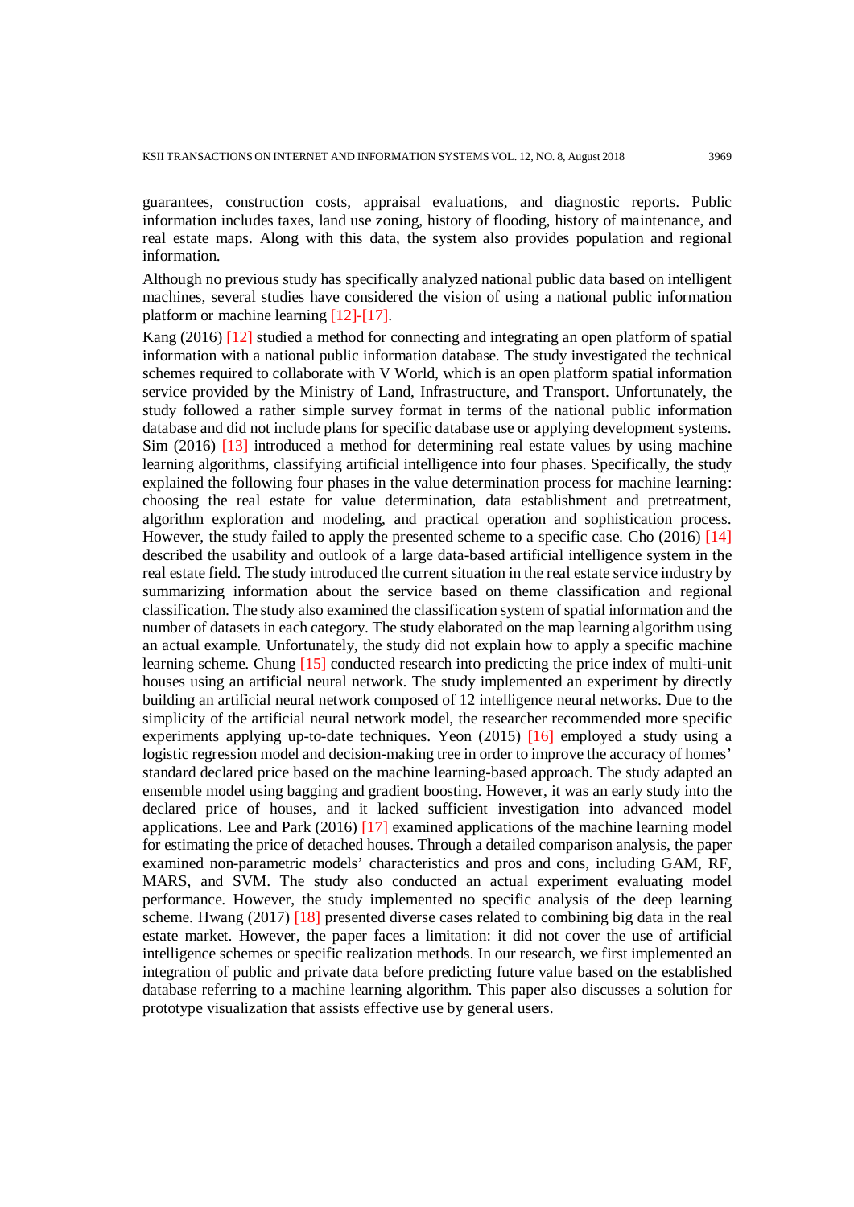guarantees, construction costs, appraisal evaluations, and diagnostic reports. Public information includes taxes, land use zoning, history of flooding, history of maintenance, and real estate maps. Along with this data, the system also provides population and regional information.

Although no previous study has specifically analyzed national public data based on intelligent machines, several studies have considered the vision of using a national public information platform or machine learning [12]-[17].

Kang (2016) [12] studied a method for connecting and integrating an open platform of spatial information with a national public information database. The study investigated the technical schemes required to collaborate with V World, which is an open platform spatial information service provided by the Ministry of Land, Infrastructure, and Transport. Unfortunately, the study followed a rather simple survey format in terms of the national public information database and did not include plans for specific database use or applying development systems. Sim (2016) [13] introduced a method for determining real estate values by using machine learning algorithms, classifying artificial intelligence into four phases. Specifically, the study explained the following four phases in the value determination process for machine learning: choosing the real estate for value determination, data establishment and pretreatment, algorithm exploration and modeling, and practical operation and sophistication process. However, the study failed to apply the presented scheme to a specific case. Cho (2016) [14] described the usability and outlook of a large data-based artificial intelligence system in the real estate field. The study introduced the current situation in the real estate service industry by summarizing information about the service based on theme classification and regional classification. The study also examined the classification system of spatial information and the number of datasets in each category. The study elaborated on the map learning algorithm using an actual example. Unfortunately, the study did not explain how to apply a specific machine learning scheme. Chung [15] conducted research into predicting the price index of multi-unit houses using an artificial neural network. The study implemented an experiment by directly building an artificial neural network composed of 12 intelligence neural networks. Due to the simplicity of the artificial neural network model, the researcher recommended more specific experiments applying up-to-date techniques. Yeon (2015) [16] employed a study using a logistic regression model and decision-making tree in order to improve the accuracy of homes' standard declared price based on the machine learning-based approach. The study adapted an ensemble model using bagging and gradient boosting. However, it was an early study into the declared price of houses, and it lacked sufficient investigation into advanced model applications. Lee and Park (2016) [17] examined applications of the machine learning model for estimating the price of detached houses. Through a detailed comparison analysis, the paper examined non-parametric models' characteristics and pros and cons, including GAM, RF, MARS, and SVM. The study also conducted an actual experiment evaluating model performance. However, the study implemented no specific analysis of the deep learning scheme. Hwang (2017) [18] presented diverse cases related to combining big data in the real estate market. However, the paper faces a limitation: it did not cover the use of artificial intelligence schemes or specific realization methods. In our research, we first implemented an integration of public and private data before predicting future value based on the established database referring to a machine learning algorithm. This paper also discusses a solution for prototype visualization that assists effective use by general users.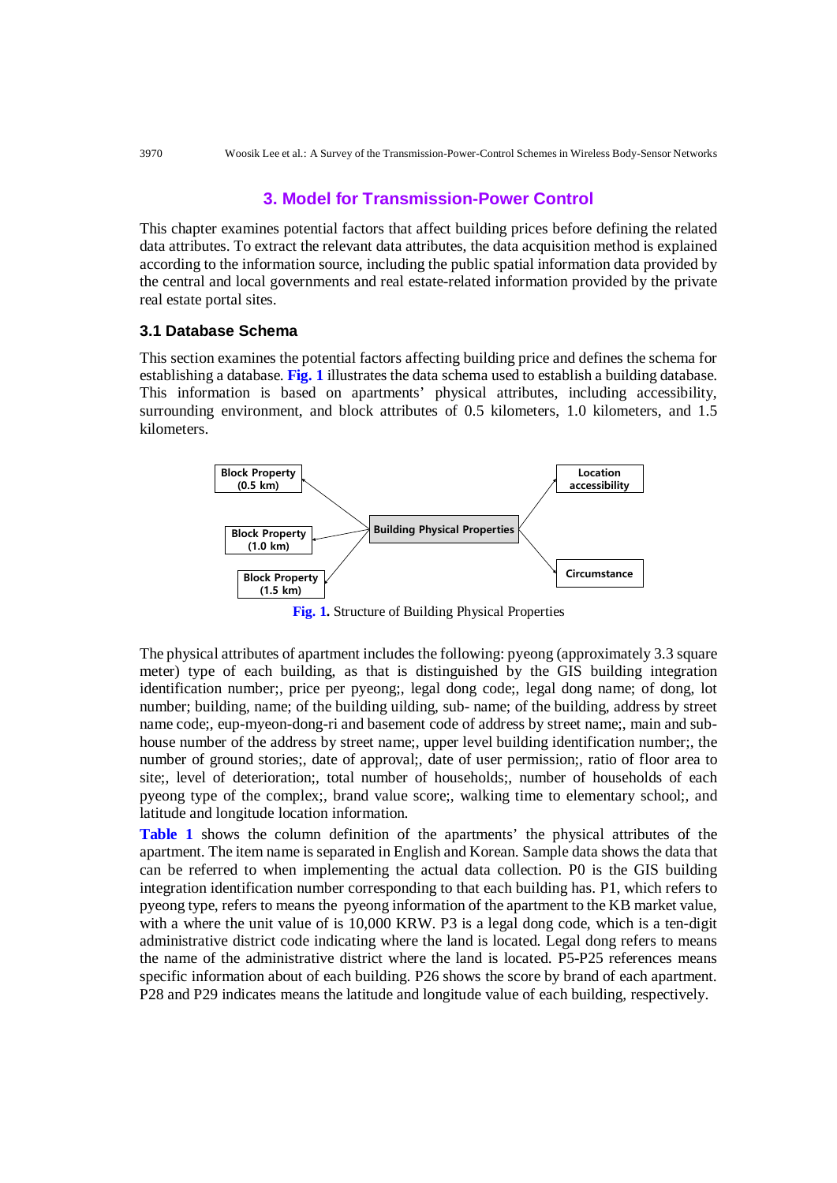## 3. Model for Transmission-Power Control

This chapter examines potential factors that affect building prices before defining the related data attributes. To extract the relevant data attributes, the data acquisition method is explained according to the information source, including the public spatial information data provided by the central and local governments and real estate-related information provided by the private real estate portal sites.

### 3.1 Database Schema

This section examines the potential factors affecting building price and defines the schema for establishing a database. **Fig. 1** illustrates the data schema used to establish a building database. This information is based on apartments' physical attributes, including accessibility, surrounding environment, and block attributes of 0.5 kilometers, 1.0 kilometers, and 1.5 kilometers.

Block Property (0.5 km)

Block Property (1.0 km)

Block Property (1.5 km)

Building Physical Properties

Location accessibility

Circumstance

**Fig. 1.** Structure of Building Physical Properties

The physical attributes of apartment includes the following: pyeong (approximately 3.3 square meter) type of each building, as that is distinguished by the GIS building integration identification number;, price per pyeong;, legal dong code;, legal dong name; of dong, lot number; building, name; of the building uilding, sub- name; of the building, address by street name code;, eup-myeon-dong-ri and basement code of address by street name;, main and sub-house number of the address by street name;, upper level building identification number;, the number of ground stories;, date of approval;, date of user permission;, ratio of floor area to site;, level of deterioration;, total number of households;, number of households of each pyeong type of the complex;, brand value score;, walking time to elementary school;, and latitude and longitude location information.

**Table 1** shows the column definition of the apartments' the physical attributes of the apartment. The item name is separated in English and Korean. Sample data shows the data that can be referred to when implementing the actual data collection. P0 is the GIS building integration identification number corresponding to that each building has. P1, which refers to pyeong type, refers to means the pyeong information of the apartment to the KB market value, with a where the unit value of is 10,000 KRW. P3 is a legal dong code, which is a ten-digit administrative district code indicating where the land is located. Legal dong refers to means the name of the administrative district where the land is located. P5-P25 references means specific information about of each building. P26 shows the score by brand of each apartment. P28 and P29 indicates means the latitude and longitude value of each building, respectively.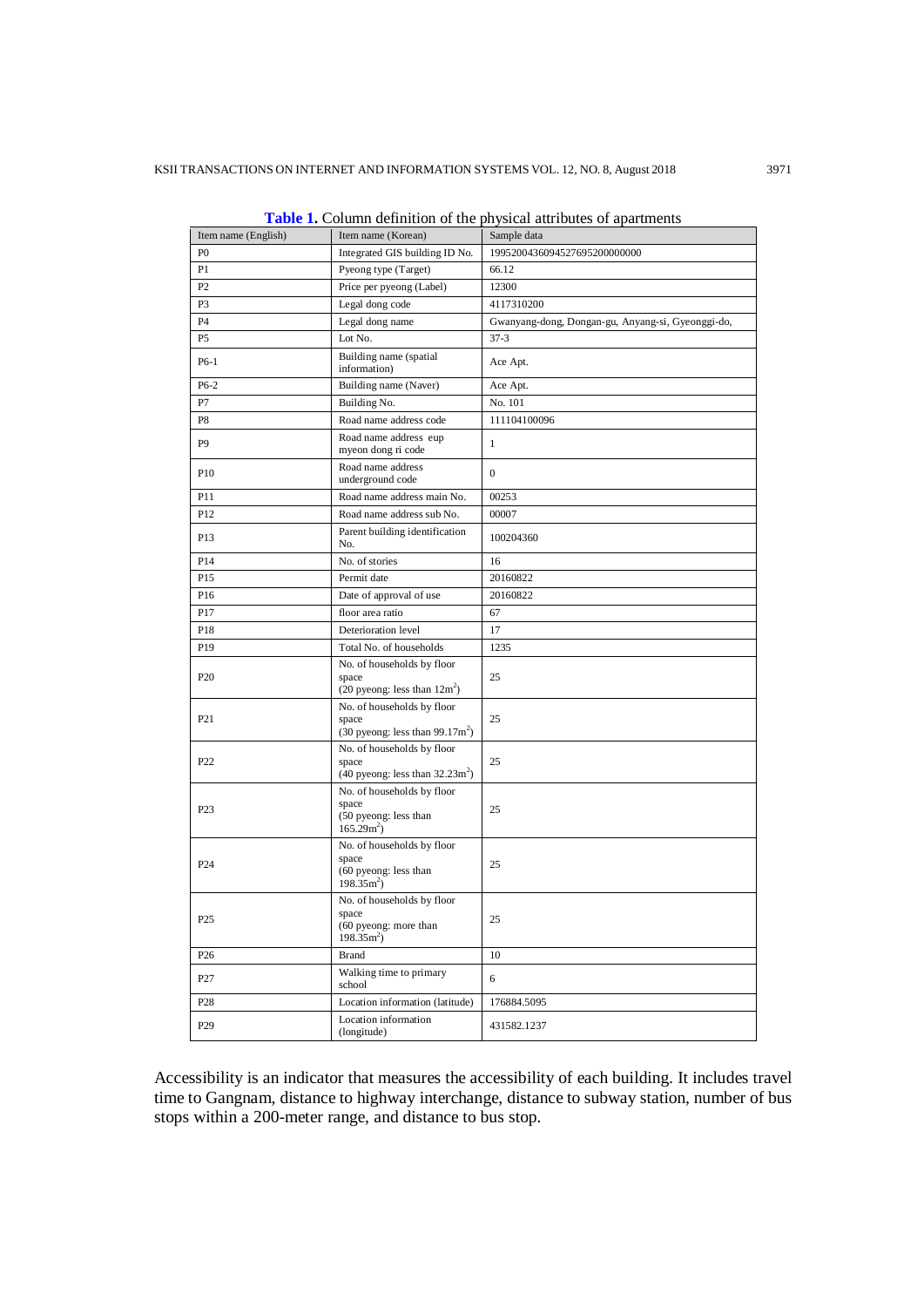**Table 1.** Column definition of the physical attributes of apartments

| Item name (English) | Item name (Korean) | Sample data |
|---|---|---|
| P0 | Integrated GIS building ID No. | 19952004360945276952000000000 |
| P1 | Pyeong type (Target) | 66.12 |
| P2 | Price per pyeong (Label) | 12300 |
| P3 | Legal dong code | 4117310200 |
| P4 | Legal dong name | Gwanyang-dong, Dongan-gu, Anyang-si, Gyeonggi-do, |
| P5 | Lot No. | 37-3 |
| P6-1 | Building name (spatial information) | Ace Apt. |
| P6-2 | Building name (Naver) | Ace Apt. |
| P7 | Building No. | No. 101 |
| P8 | Road name address code | 111104100096 |
| P9 | Road name address eup myeon dong ri code | 1 |
| P10 | Road name address underground code | 0 |
| P11 | Road name address main No. | 00253 |
| P12 | Road name address sub No. | 00007 |
| P13 | Parent building identification No. | 100204360 |
| P14 | No. of stories | 16 |
| P15 | Permit date | 20160822 |
| P16 | Date of approval of use | 20160822 |
| P17 | floor area ratio | 67 |
| P18 | Deterioration level | 17 |
| P19 | Total No. of households | 1235 |
| P20 | No. of households by floor space (20 pyeong: less than $12m^2$) | 25 |
| P21 | No. of households by floor space (30 pyeong: less than $99.17m^2$) | 25 |
| P22 | No. of households by floor space (40 pyeong: less than $32.23m^2$) | 25 |
| P23 | No. of households by floor space (50 pyeong: less than $165.29m^2$) | 25 |
| P24 | No. of households by floor space (60 pyeong: less than $198.35m^2$) | 25 |
| P25 | No. of households by floor space (60 pyeong: more than $198.35m^2$) | 25 |
| P26 | Brand | 10 |
| P27 | Walking time to primary school | 6 |
| P28 | Location information (latitude) | 176884.5095 |
| P29 | Location information (longitude) | 431582.1237 |

Accessibility is an indicator that measures the accessibility of each building. It includes travel time to Gangnam, distance to highway interchange, distance to subway station, number of bus stops within a 200-meter range, and distance to bus stop.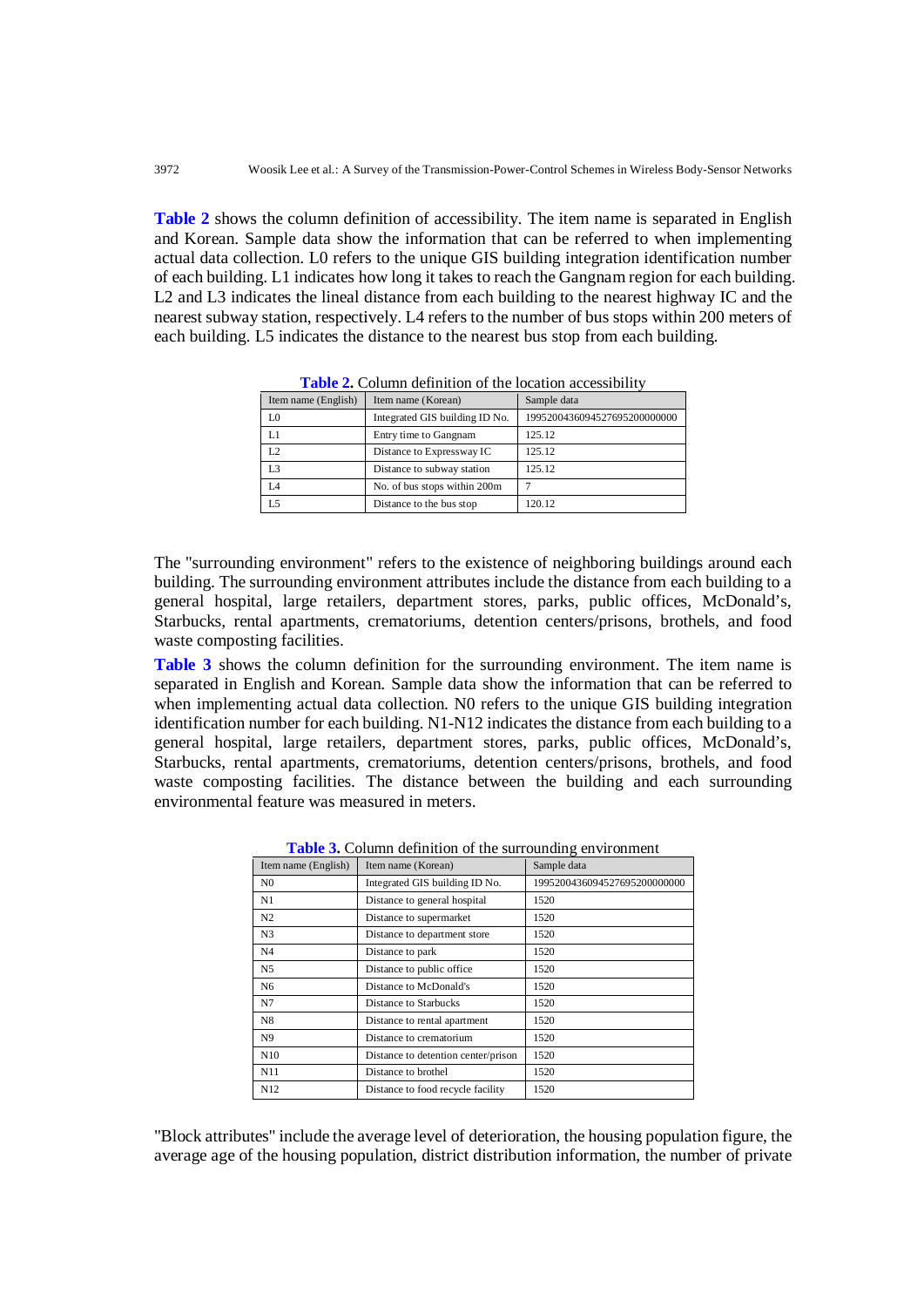**Table 2** shows the column definition of accessibility. The item name is separated in English and Korean. Sample data show the information that can be referred to when implementing actual data collection. L0 refers to the unique GIS building integration identification number of each building. L1 indicates how long it takes to reach the Gangnam region for each building. L2 and L3 indicates the lineal distance from each building to the nearest highway IC and the nearest subway station, respectively. L4 refers to the number of bus stops within 200 meters of each building. L5 indicates the distance to the nearest bus stop from each building.

**Table 2.** Column definition of the location accessibility

| Item name (English) | Item name (Korean) | Sample data |
|---|---|---|
| L0 | Integrated GIS building ID No. | 19952004360945276952000000000 |
| L1 | Entry time to Gangnam | 125.12 |
| L2 | Distance to Expressway IC | 125.12 |
| L3 | Distance to subway station | 125.12 |
| L4 | No. of bus stops within 200m | 7 |
| L5 | Distance to the bus stop | 120.12 |

The "surrounding environment" refers to the existence of neighboring buildings around each building. The surrounding environment attributes include the distance from each building to a general hospital, large retailers, department stores, parks, public offices, McDonald's, Starbucks, rental apartments, crematoriums, detention centers/prisons, brothels, and food waste composting facilities.

**Table 3** shows the column definition for the surrounding environment. The item name is separated in English and Korean. Sample data show the information that can be referred to when implementing actual data collection. N0 refers to the unique GIS building integration identification number for each building. N1-N12 indicates the distance from each building to a general hospital, large retailers, department stores, parks, public offices, McDonald's, Starbucks, rental apartments, crematoriums, detention centers/prisons, brothels, and food waste composting facilities. The distance between the building and each surrounding environmental feature was measured in meters.

**Table 3.** Column definition of the surrounding environment

| Item name (English) | Item name (Korean) | Sample data |
|---|---|---|
| N0 | Integrated GIS building ID No. | 19952004360945276952000000000 |
| N1 | Distance to general hospital | 1520 |
| N2 | Distance to supermarket | 1520 |
| N3 | Distance to department store | 1520 |
| N4 | Distance to park | 1520 |
| N5 | Distance to public office | 1520 |
| N6 | Distance to McDonald's | 1520 |
| N7 | Distance to Starbucks | 1520 |
| N8 | Distance to rental apartment | 1520 |
| N9 | Distance to crematorium | 1520 |
| N10 | Distance to detention center/prison | 1520 |
| N11 | Distance to brothel | 1520 |
| N12 | Distance to food recycle facility | 1520 |

"Block attributes" include the average level of deterioration, the housing population figure, the average age of the housing population, district distribution information, the number of private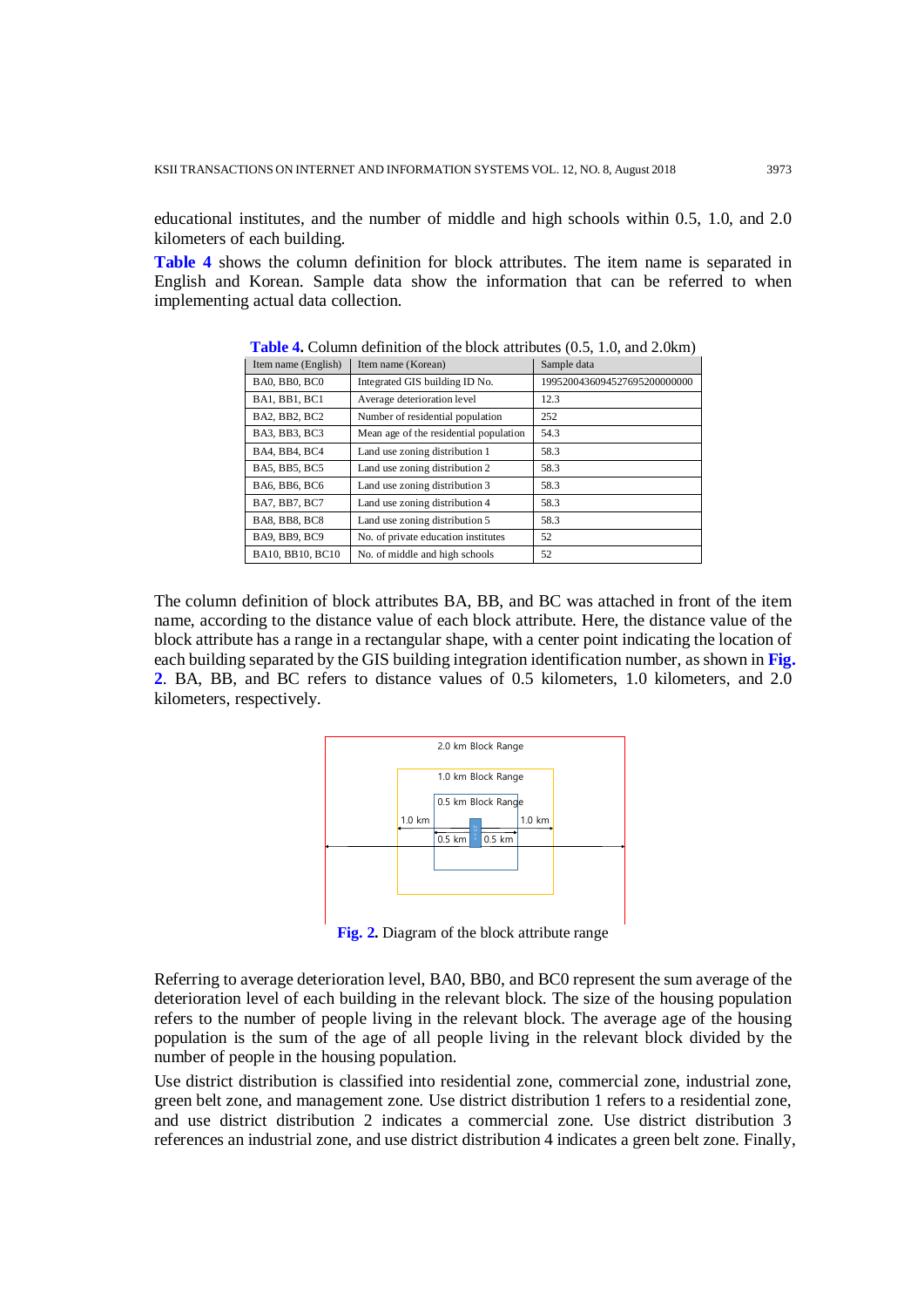educational institutes, and the number of middle and high schools within 0.5, 1.0, and 2.0 kilometers of each building.

**Table 4** shows the column definition for block attributes. The item name is separated in English and Korean. Sample data show the information that can be referred to when implementing actual data collection.

**Table 4.** Column definition of the block attributes (0.5, 1.0, and 2.0km)

| Item name (English) | Item name (Korean) | Sample data |
|---|---|---|
| BA0, BB0, BC0 | Integrated GIS building ID No. | 19952004360945276952000000000 |
| BA1, BB1, BC1 | Average deterioration level | 12.3 |
| BA2, BB2, BC2 | Number of residential population | 252 |
| BA3, BB3, BC3 | Mean age of the residential population | 54.3 |
| BA4, BB4, BC4 | Land use zoning distribution 1 | 58.3 |
| BA5, BB5, BC5 | Land use zoning distribution 2 | 58.3 |
| BA6, BB6, BC6 | Land use zoning distribution 3 | 58.3 |
| BA7, BB7, BC7 | Land use zoning distribution 4 | 58.3 |
| BA8, BB8, BC8 | Land use zoning distribution 5 | 58.3 |
| BA9, BB9, BC9 | No. of private education institutes | 52 |
| BA10, BB10, BC10 | No. of middle and high schools | 52 |

The column definition of block attributes BA, BB, and BC was attached in front of the item name, according to the distance value of each block attribute. Here, the distance value of the block attribute has a range in a rectangular shape, with a center point indicating the location of each building separated by the GIS building integration identification number, as shown in **Fig. 2**. BA, BB, and BC refers to distance values of 0.5 kilometers, 1.0 kilometers, and 2.0 kilometers, respectively.

2.0 km Block Range
1.0 km Block Range
0.5 km Block Range
1.0 km 1.0 km
0.5 km 0.5 km

**Fig. 2.** Diagram of the block attribute range

Referring to average deterioration level, BA0, BB0, and BC0 represent the sum average of the deterioration level of each building in the relevant block. The size of the housing population refers to the number of people living in the relevant block. The average age of the housing population is the sum of the age of all people living in the relevant block divided by the number of people in the housing population.

Use district distribution is classified into residential zone, commercial zone, industrial zone, green belt zone, and management zone. Use district distribution 1 refers to a residential zone, and use district distribution 2 indicates a commercial zone. Use district distribution 3 references an industrial zone, and use district distribution 4 indicates a green belt zone. Finally,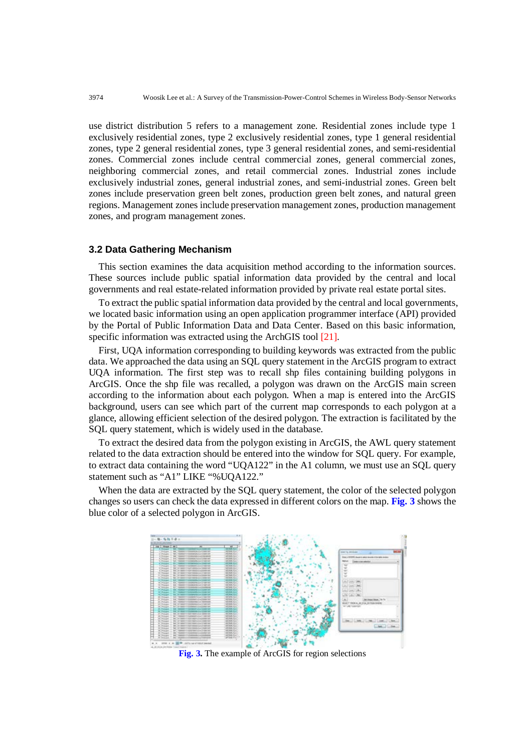use district distribution 5 refers to a management zone. Residential zones include type 1 exclusively residential zones, type 2 exclusively residential zones, type 1 general residential zones, type 2 general residential zones, type 3 general residential zones, and semi-residential zones. Commercial zones include central commercial zones, general commercial zones, neighboring commercial zones, and retail commercial zones. Industrial zones include exclusively industrial zones, general industrial zones, and semi-industrial zones. Green belt zones include preservation green belt zones, production green belt zones, and natural green regions. Management zones include preservation management zones, production management zones, and program management zones.

### 3.2 Data Gathering Mechanism

This section examines the data acquisition method according to the information sources. These sources include public spatial information data provided by the central and local governments and real estate-related information provided by private real estate portal sites.

To extract the public spatial information data provided by the central and local governments, we located basic information using an open application programmer interface (API) provided by the Portal of Public Information Data and Data Center. Based on this basic information, specific information was extracted using the ArchGIS tool [21].

First, UQA information corresponding to building keywords was extracted from the public data. We approached the data using an SQL query statement in the ArcGIS program to extract UQA information. The first step was to recall shp files containing building polygons in ArcGIS. Once the shp file was recalled, a polygon was drawn on the ArcGIS main screen according to the information about each polygon. When a map is entered into the ArcGIS background, users can see which part of the current map corresponds to each polygon at a glance, allowing efficient selection of the desired polygon. The extraction is facilitated by the SQL query statement, which is widely used in the database.

To extract the desired data from the polygon existing in ArcGIS, the AWL query statement related to the data extraction should be entered into the window for SQL query. For example, to extract data containing the word "UQA122" in the A1 column, we must use an SQL query statement such as "A1" LIKE "%UQA122."

When the data are extracted by the SQL query statement, the color of the selected polygon changes so users can check the data expressed in different colors on the map. **Fig. 3** shows the blue color of a selected polygon in ArcGIS.

**Fig. 3.** The example of ArcGIS for region selections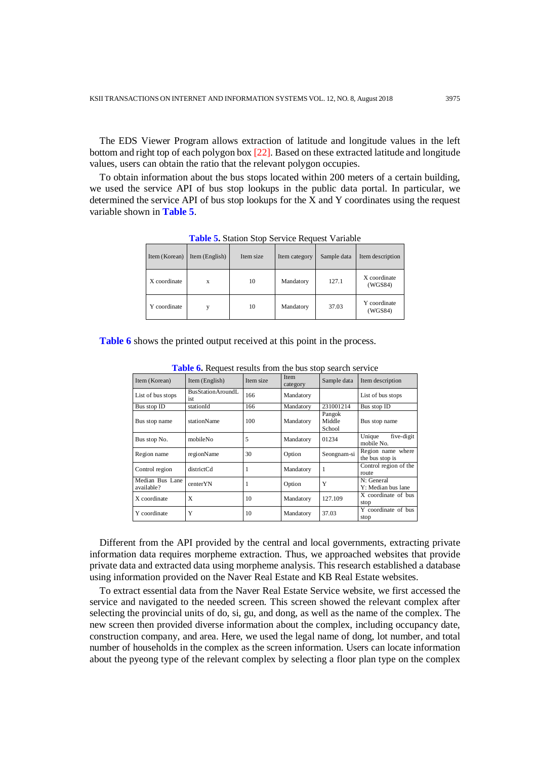The EDS Viewer Program allows extraction of latitude and longitude values in the left bottom and right top of each polygon box [22]. Based on these extracted latitude and longitude values, users can obtain the ratio that the relevant polygon occupies.

To obtain information about the bus stops located within 200 meters of a certain building, we used the service API of bus stop lookups in the public data portal. In particular, we determined the service API of bus stop lookups for the X and Y coordinates using the request variable shown in **Table 5**.

**Table 5.** Station Stop Service Request Variable

| Item (Korean) | Item (English) | Item size | Item category | Sample data | Item description |
|---|---|---|---|---|---|
| X coordinate | x | 10 | Mandatory | 127.1 | X coordinate (WGS84) |
| Y coordinate | y | 10 | Mandatory | 37.03 | Y coordinate (WGS84) |

**Table 6** shows the printed output received at this point in the process.

**Table 6.** Request results from the bus stop search service

| Item (Korean) | Item (English) | Item size | Item category | Sample data | Item description |
|---|---|---|---|---|---|
| List of bus stops | BusStationAroundList | 166 | Mandatory | | List of bus stops |
| Bus stop ID | stationId | 166 | Mandatory | 231001214 | Bus stop ID |
| Bus stop name | stationName | 100 | Mandatory | Pangok Middle School | Bus stop name |
| Bus stop No. | mobileNo | 5 | Mandatory | 01234 | Unique five-digit mobile No. |
| Region name | regionName | 30 | Option | Seongnam-si | Region name where the bus stop is |
| Control region | districtCd | 1 | Mandatory | 1 | Control region of the route |
| Median Bus Lane available? | centerYN | 1 | Option | Y | N: General<br>Y: Median bus lane |
| X coordinate | X | 10 | Mandatory | 127.109 | X coordinate of bus stop |
| Y coordinate | Y | 10 | Mandatory | 37.03 | Y coordinate of bus stop |

Different from the API provided by the central and local governments, extracting private information data requires morpheme extraction. Thus, we approached websites that provide private data and extracted data using morpheme analysis. This research established a database using information provided on the Naver Real Estate and KB Real Estate websites.

To extract essential data from the Naver Real Estate Service website, we first accessed the service and navigated to the needed screen. This screen showed the relevant complex after selecting the provincial units of do, si, gu, and dong, as well as the name of the complex. The new screen then provided diverse information about the complex, including occupancy date, construction company, and area. Here, we used the legal name of dong, lot number, and total number of households in the complex as the screen information. Users can locate information about the pyeong type of the relevant complex by selecting a floor plan type on the complex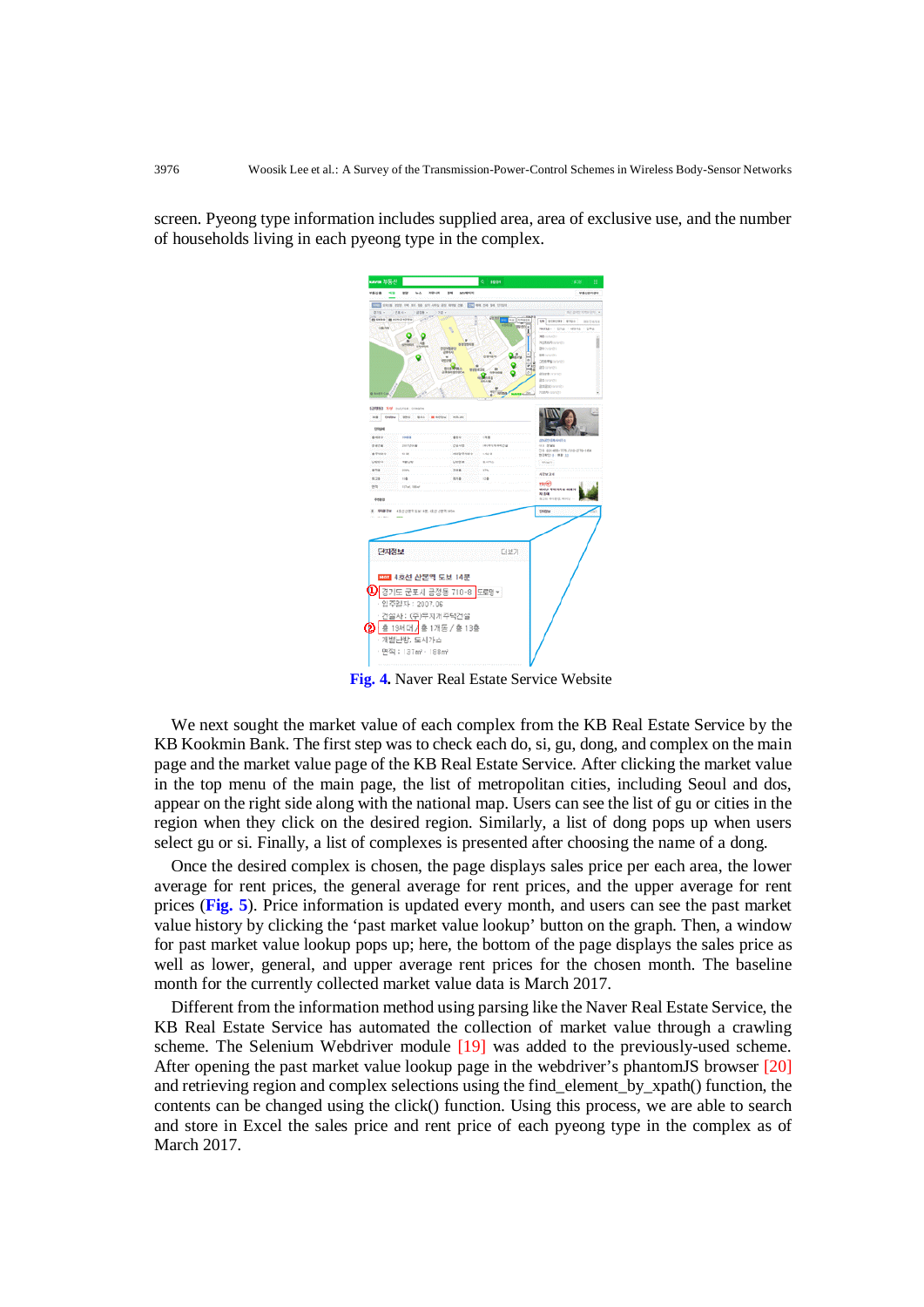screen. Pyeong type information includes supplied area, area of exclusive use, and the number of households living in each pyeong type in the complex.

Fig. 4. Naver Real Estate Service Website

We next sought the market value of each complex from the KB Real Estate Service by the KB Kookmin Bank. The first step was to check each do, si, gu, dong, and complex on the main page and the market value page of the KB Real Estate Service. After clicking the market value in the top menu of the main page, the list of metropolitan cities, including Seoul and dos, appear on the right side along with the national map. Users can see the list of gu or cities in the region when they click on the desired region. Similarly, a list of dong pops up when users select gu or si. Finally, a list of complexes is presented after choosing the name of a dong.

Once the desired complex is chosen, the page displays sales price per each area, the lower average for rent prices, the general average for rent prices, and the upper average for rent prices (Fig. 5). Price information is updated every month, and users can see the past market value history by clicking the 'past market value lookup' button on the graph. Then, a window for past market value lookup pops up; here, the bottom of the page displays the sales price as well as lower, general, and upper average rent prices for the chosen month. The baseline month for the currently collected market value data is March 2017.

Different from the information method using parsing like the Naver Real Estate Service, the KB Real Estate Service has automated the collection of market value through a crawling scheme. The Selenium Webdriver module [19] was added to the previously-used scheme. After opening the past market value lookup page in the webdriver's phantomJS browser [20] and retrieving region and complex selections using the find_element_by_xpath() function, the contents can be changed using the click() function. Using this process, we are able to search and store in Excel the sales price and rent price of each pyeong type in the complex as of March 2017.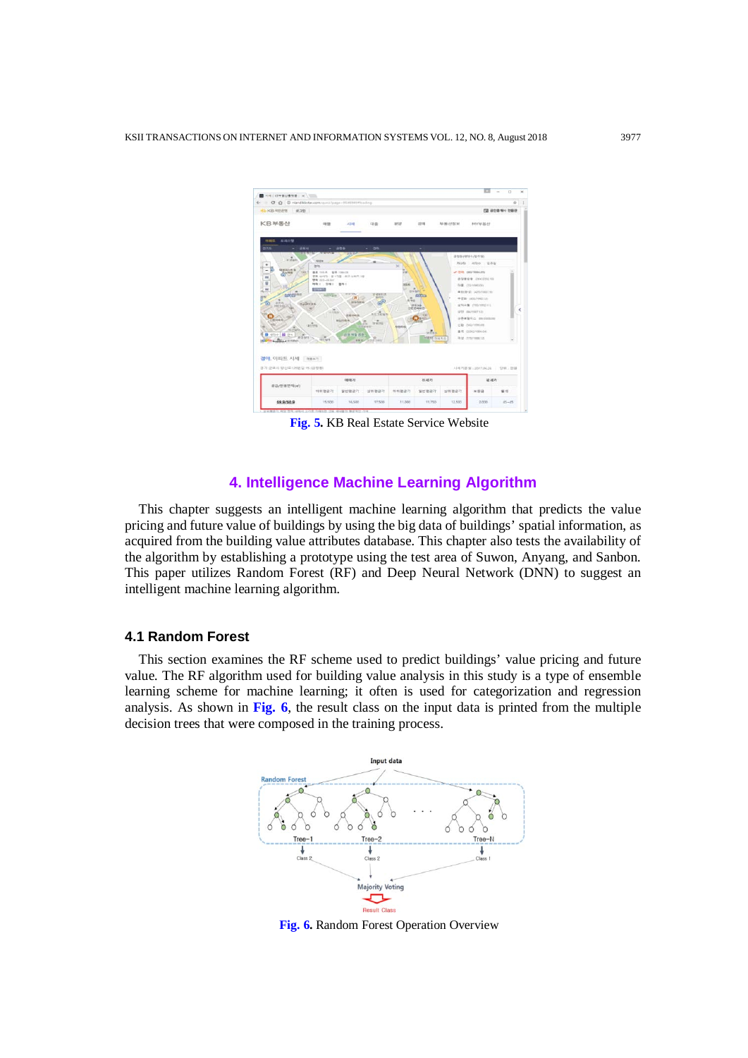Fig. 5. KB Real Estate Service Website

## 4. Intelligence Machine Learning Algorithm

This chapter suggests an intelligent machine learning algorithm that predicts the value pricing and future value of buildings by using the big data of buildings' spatial information, as acquired from the building value attributes database. This chapter also tests the availability of the algorithm by establishing a prototype using the test area of Suwon, Anyang, and Sanbon. This paper utilizes Random Forest (RF) and Deep Neural Network (DNN) to suggest an intelligent machine learning algorithm.

### 4.1 Random Forest

This section examines the RF scheme used to predict buildings' value pricing and future value. The RF algorithm used for building value analysis in this study is a type of ensemble learning scheme for machine learning; it often is used for categorization and regression analysis. As shown in **Fig. 6**, the result class on the input data is printed from the multiple decision trees that were composed in the training process.

Fig. 6. Random Forest Operation Overview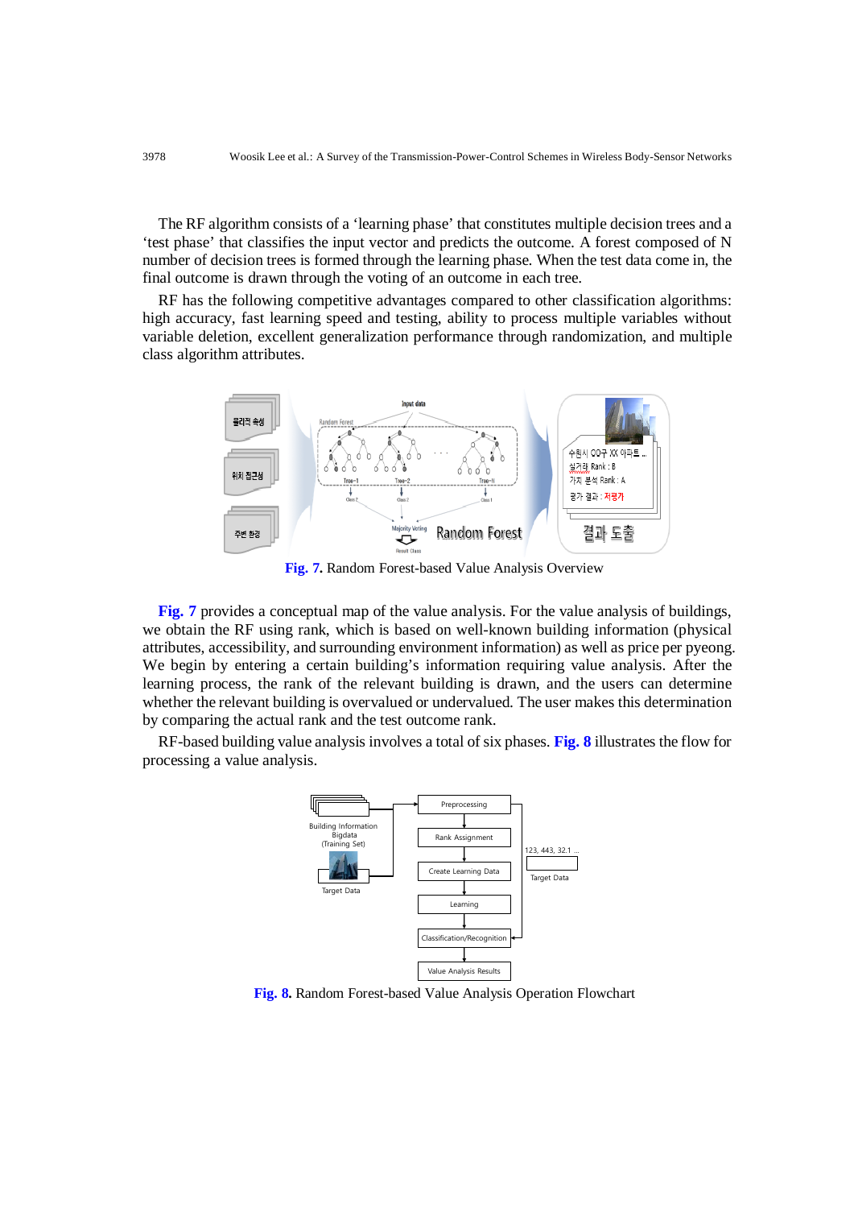The RF algorithm consists of a 'learning phase' that constitutes multiple decision trees and a 'test phase' that classifies the input vector and predicts the outcome. A forest composed of N number of decision trees is formed through the learning phase. When the test data come in, the final outcome is drawn through the voting of an outcome in each tree.

RF has the following competitive advantages compared to other classification algorithms: high accuracy, fast learning speed and testing, ability to process multiple variables without variable deletion, excellent generalization performance through randomization, and multiple class algorithm attributes.

**Fig. 7.** Random Forest-based Value Analysis Overview

**Fig. 7** provides a conceptual map of the value analysis. For the value analysis of buildings, we obtain the RF using rank, which is based on well-known building information (physical attributes, accessibility, and surrounding environment information) as well as price per pyeong. We begin by entering a certain building's information requiring value analysis. After the learning process, the rank of the relevant building is drawn, and the users can determine whether the relevant building is overvalued or undervalued. The user makes this determination by comparing the actual rank and the test outcome rank.

RF-based building value analysis involves a total of six phases. **Fig. 8** illustrates the flow for processing a value analysis.

**Fig. 8.** Random Forest-based Value Analysis Operation Flowchart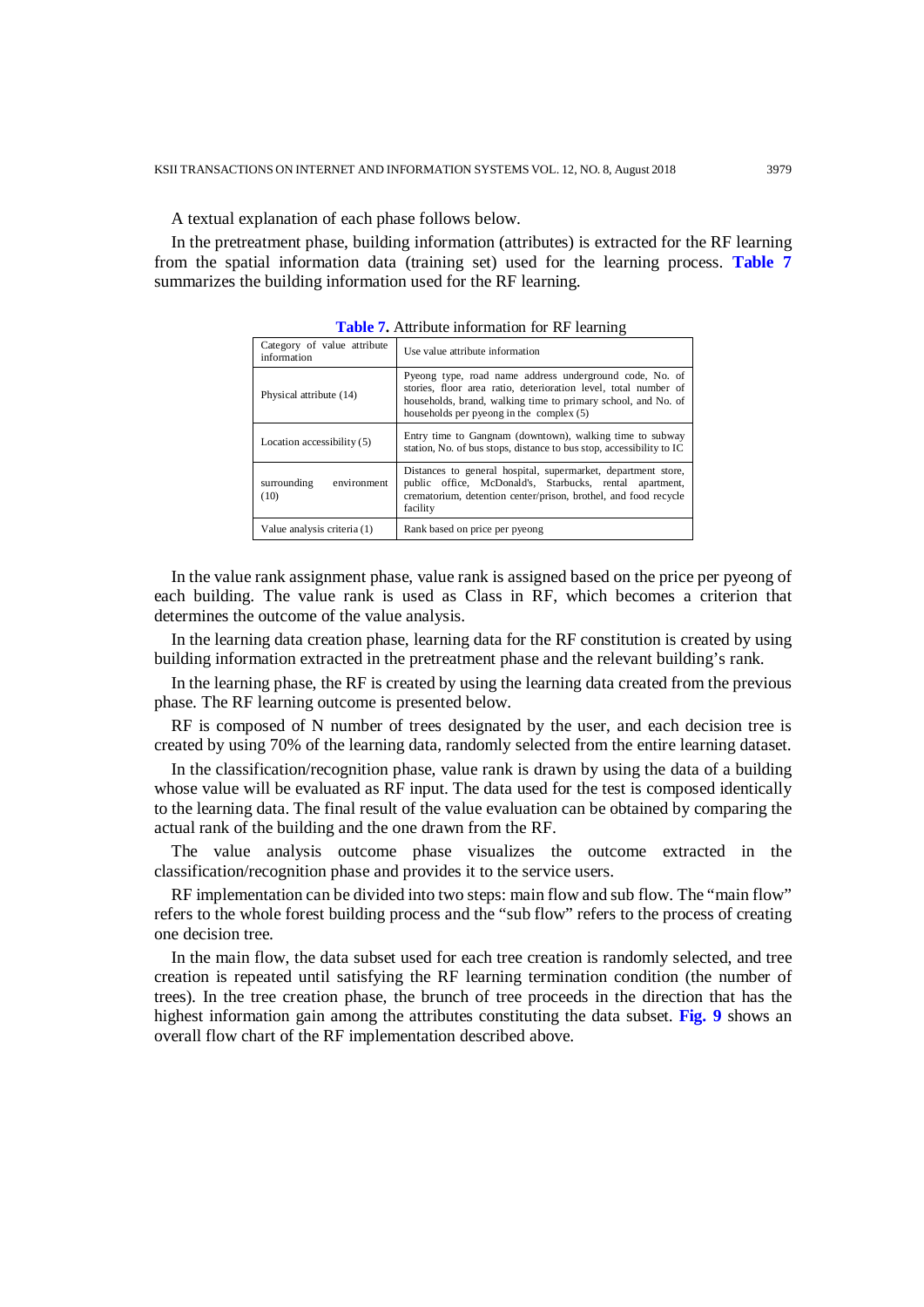A textual explanation of each phase follows below.

In the pretreatment phase, building information (attributes) is extracted for the RF learning from the spatial information data (training set) used for the learning process. **Table 7** summarizes the building information used for the RF learning.

**Table 7.** Attribute information for RF learning

| Category of value attribute information | Use value attribute information |
|---|---|
| Physical attribute (14) | Pyeong type, road name address underground code, No. of stories, floor area ratio, deterioration level, total number of households, brand, walking time to primary school, and No. of households per pyeong in the complex (5) |
| Location accessibility (5) | Entry time to Gangnam (downtown), walking time to subway station, No. of bus stops, distance to bus stop, accessibility to IC |
| surrounding environment (10) | Distances to general hospital, supermarket, department store, public office, McDonald's, Starbucks, rental apartment, crematorium, detention center/prison, brothel, and food recycle facility |
| Value analysis criteria (1) | Rank based on price per pyeong |

In the value rank assignment phase, value rank is assigned based on the price per pyeong of each building. The value rank is used as Class in RF, which becomes a criterion that determines the outcome of the value analysis.

In the learning data creation phase, learning data for the RF constitution is created by using building information extracted in the pretreatment phase and the relevant building's rank.

In the learning phase, the RF is created by using the learning data created from the previous phase. The RF learning outcome is presented below.

RF is composed of N number of trees designated by the user, and each decision tree is created by using 70% of the learning data, randomly selected from the entire learning dataset.

In the classification/recognition phase, value rank is drawn by using the data of a building whose value will be evaluated as RF input. The data used for the test is composed identically to the learning data. The final result of the value evaluation can be obtained by comparing the actual rank of the building and the one drawn from the RF.

The value analysis outcome phase visualizes the outcome extracted in the classification/recognition phase and provides it to the service users.

RF implementation can be divided into two steps: main flow and sub flow. The "main flow" refers to the whole forest building process and the "sub flow" refers to the process of creating one decision tree.

In the main flow, the data subset used for each tree creation is randomly selected, and tree creation is repeated until satisfying the RF learning termination condition (the number of trees). In the tree creation phase, the brunch of tree proceeds in the direction that has the highest information gain among the attributes constituting the data subset. **Fig. 9** shows an overall flow chart of the RF implementation described above.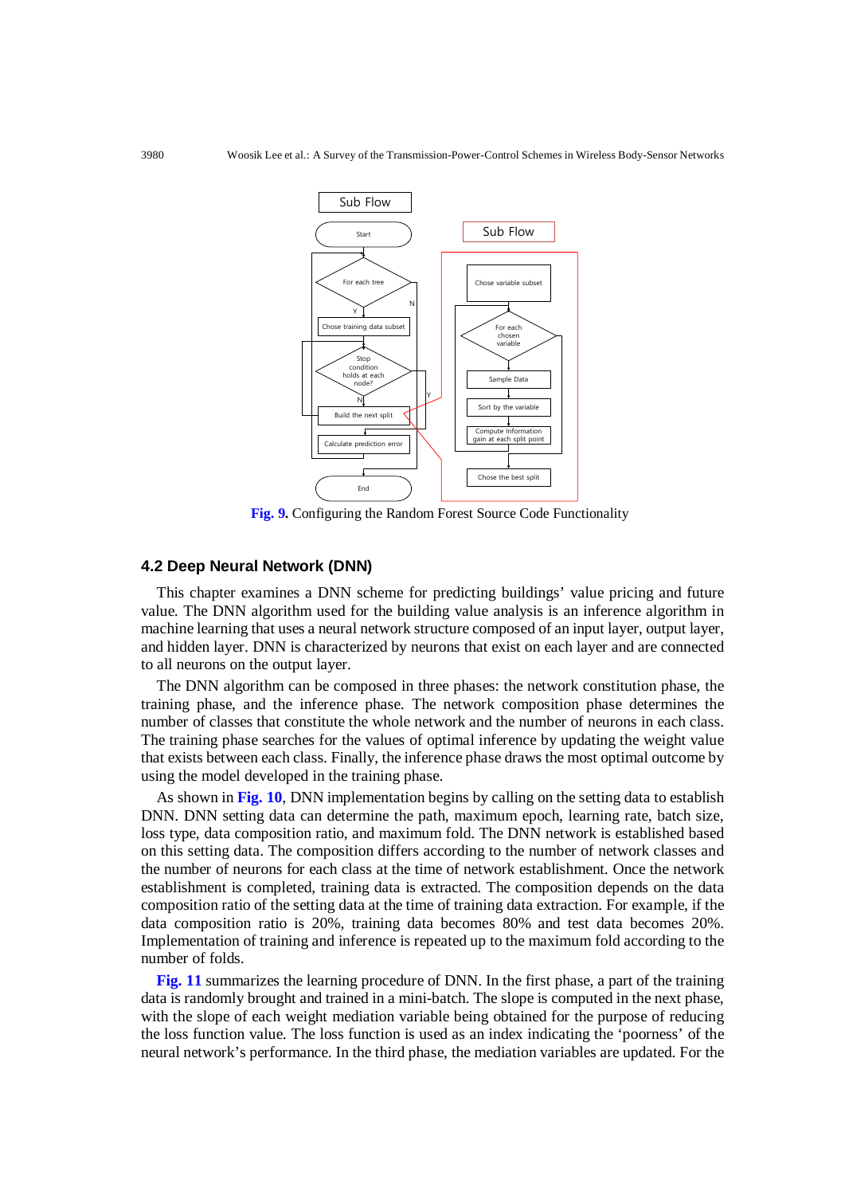Sub Flow

Start

For each tree

Chose training data subset

Stop condition holds at each node?

Build the next split

Calculate prediction error

End

Sub Flow

Chose variable subset

For each chosen variable

Sample Data

Sort by the variable

Compute Information gain at each split point

Chose the best split

**Fig. 9.** Configuring the Random Forest Source Code Functionality

### 4.2 Deep Neural Network (DNN)

This chapter examines a DNN scheme for predicting buildings' value pricing and future value. The DNN algorithm used for the building value analysis is an inference algorithm in machine learning that uses a neural network structure composed of an input layer, output layer, and hidden layer. DNN is characterized by neurons that exist on each layer and are connected to all neurons on the output layer.

The DNN algorithm can be composed in three phases: the network constitution phase, the training phase, and the inference phase. The network composition phase determines the number of classes that constitute the whole network and the number of neurons in each class. The training phase searches for the values of optimal inference by updating the weight value that exists between each class. Finally, the inference phase draws the most optimal outcome by using the model developed in the training phase.

As shown in **Fig. 10**, DNN implementation begins by calling on the setting data to establish DNN. DNN setting data can determine the path, maximum epoch, learning rate, batch size, loss type, data composition ratio, and maximum fold. The DNN network is established based on this setting data. The composition differs according to the number of network classes and the number of neurons for each class at the time of network establishment. Once the network establishment is completed, training data is extracted. The composition depends on the data composition ratio of the setting data at the time of training data extraction. For example, if the data composition ratio is 20%, training data becomes 80% and test data becomes 20%. Implementation of training and inference is repeated up to the maximum fold according to the number of folds.

**Fig. 11** summarizes the learning procedure of DNN. In the first phase, a part of the training data is randomly brought and trained in a mini-batch. The slope is computed in the next phase, with the slope of each weight mediation variable being obtained for the purpose of reducing the loss function value. The loss function is used as an index indicating the 'poorness' of the neural network's performance. In the third phase, the mediation variables are updated. For the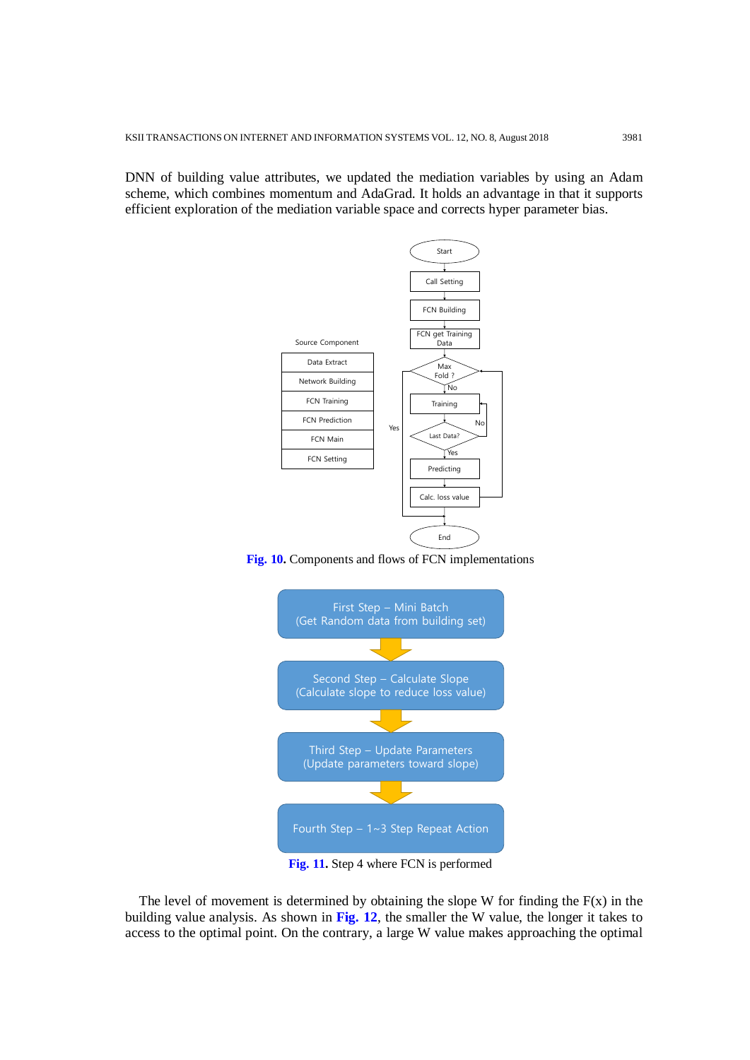DNN of building value attributes, we updated the mediation variables by using an Adam scheme, which combines momentum and AdaGrad. It holds an advantage in that it supports efficient exploration of the mediation variable space and corrects hyper parameter bias.

**Fig. 10.** Components and flows of FCN implementations

**Fig. 11.** Step 4 where FCN is performed

The level of movement is determined by obtaining the slope W for finding the F(x) in the building value analysis. As shown in **Fig. 12**, the smaller the W value, the longer it takes to access to the optimal point. On the contrary, a large W value makes approaching the optimal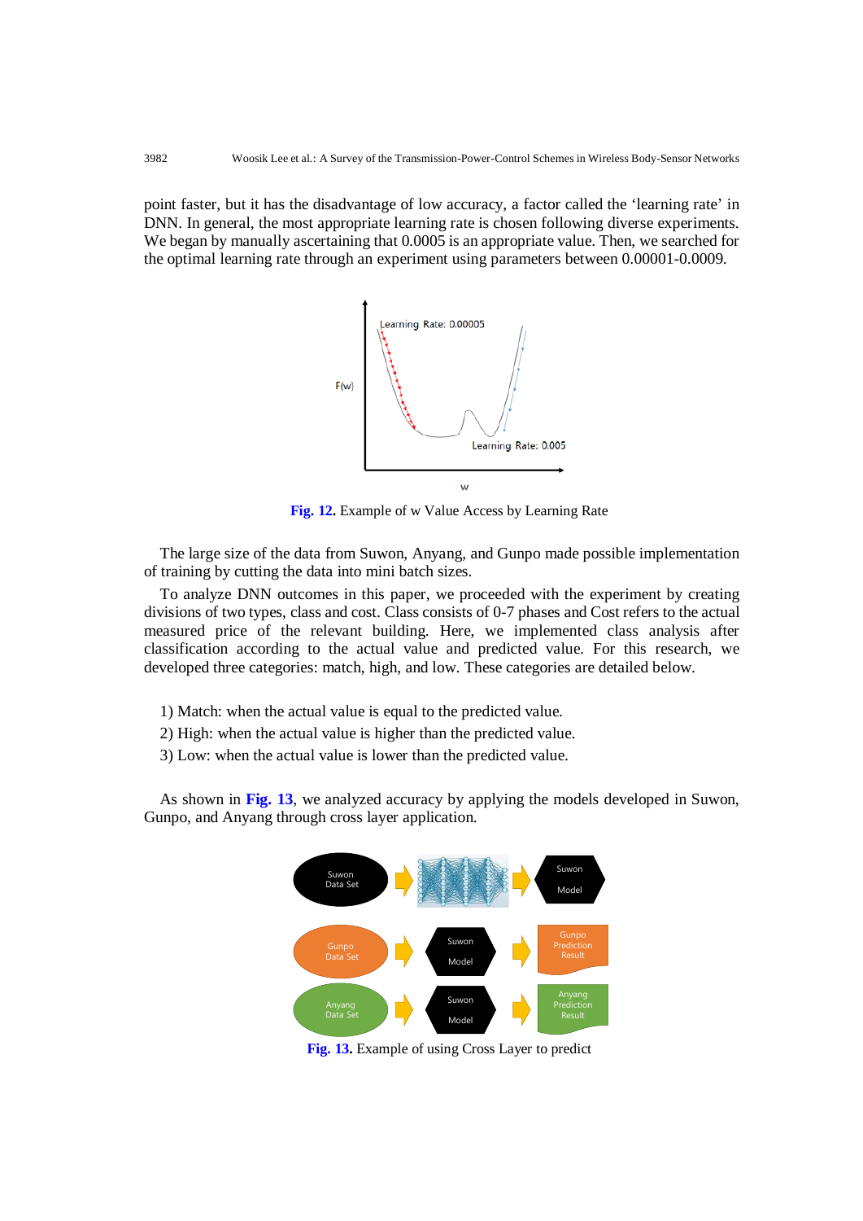point faster, but it has the disadvantage of low accuracy, a factor called the 'learning rate' in DNN. In general, the most appropriate learning rate is chosen following diverse experiments. We began by manually ascertaining that 0.0005 is an appropriate value. Then, we searched for the optimal learning rate through an experiment using parameters between 0.00001-0.0009.

**Fig. 12.** Example of w Value Access by Learning Rate

The large size of the data from Suwon, Anyang, and Gunpo made possible implementation of training by cutting the data into mini batch sizes.

To analyze DNN outcomes in this paper, we proceeded with the experiment by creating divisions of two types, class and cost. Class consists of 0-7 phases and Cost refers to the actual measured price of the relevant building. Here, we implemented class analysis after classification according to the actual value and predicted value. For this research, we developed three categories: match, high, and low. These categories are detailed below.

1) Match: when the actual value is equal to the predicted value.
2) High: when the actual value is higher than the predicted value.
3) Low: when the actual value is lower than the predicted value.

As shown in **Fig. 13**, we analyzed accuracy by applying the models developed in Suwon, Gunpo, and Anyang through cross layer application.

**Fig. 13.** Example of using Cross Layer to predict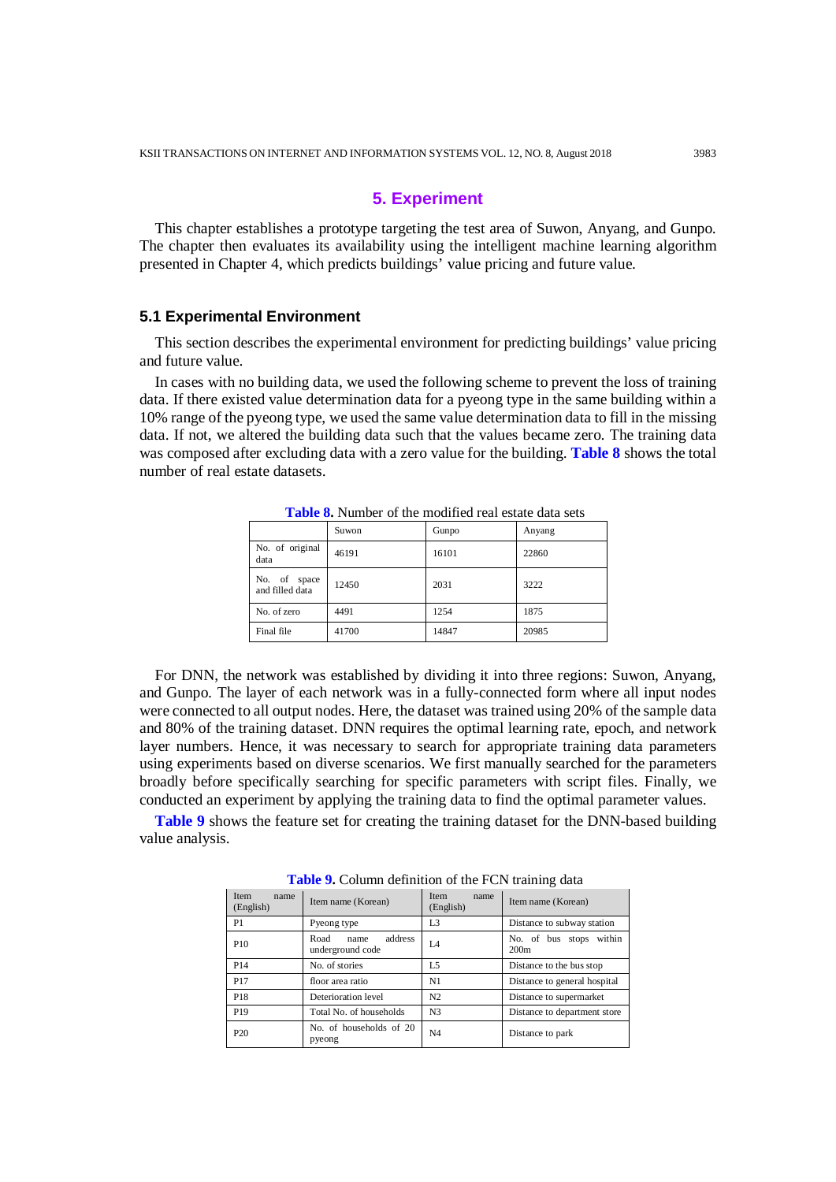## 5. Experiment

This chapter establishes a prototype targeting the test area of Suwon, Anyang, and Gunpo. The chapter then evaluates its availability using the intelligent machine learning algorithm presented in Chapter 4, which predicts buildings' value pricing and future value.

### 5.1 Experimental Environment

This section describes the experimental environment for predicting buildings' value pricing and future value.

In cases with no building data, we used the following scheme to prevent the loss of training data. If there existed value determination data for a pyeong type in the same building within a 10% range of the pyeong type, we used the same value determination data to fill in the missing data. If not, we altered the building data such that the values became zero. The training data was composed after excluding data with a zero value for the building. **Table 8** shows the total number of real estate datasets.

**Table 8.** Number of the modified real estate data sets

| | Suwon | Gunpo | Anyang |
|---|---|---|---|
| No. of original data | 46191 | 16101 | 22860 |
| No. of space and filled data | 12450 | 2031 | 3222 |
| No. of zero | 4491 | 1254 | 1875 |
| Final file | 41700 | 14847 | 20985 |

For DNN, the network was established by dividing it into three regions: Suwon, Anyang, and Gunpo. The layer of each network was in a fully-connected form where all input nodes were connected to all output nodes. Here, the dataset was trained using 20% of the sample data and 80% of the training dataset. DNN requires the optimal learning rate, epoch, and network layer numbers. Hence, it was necessary to search for appropriate training data parameters using experiments based on diverse scenarios. We first manually searched for the parameters broadly before specifically searching for specific parameters with script files. Finally, we conducted an experiment by applying the training data to find the optimal parameter values.

**Table 9** shows the feature set for creating the training dataset for the DNN-based building value analysis.

**Table 9.** Column definition of the FCN training data

| Item name (English) | Item name (Korean) | Item name (English) | Item name (Korean) |
|---|---|---|---|
| P1 | Pyeong type | L3 | Distance to subway station |
| P10 | Road name address underground code | L4 | No. of bus stops within 200m |
| P14 | No. of stories | L5 | Distance to the bus stop |
| P17 | floor area ratio | N1 | Distance to general hospital |
| P18 | Deterioration level | N2 | Distance to supermarket |
| P19 | Total No. of households | N3 | Distance to department store |
| P20 | No. of households of 20 pyeong | N4 | Distance to park |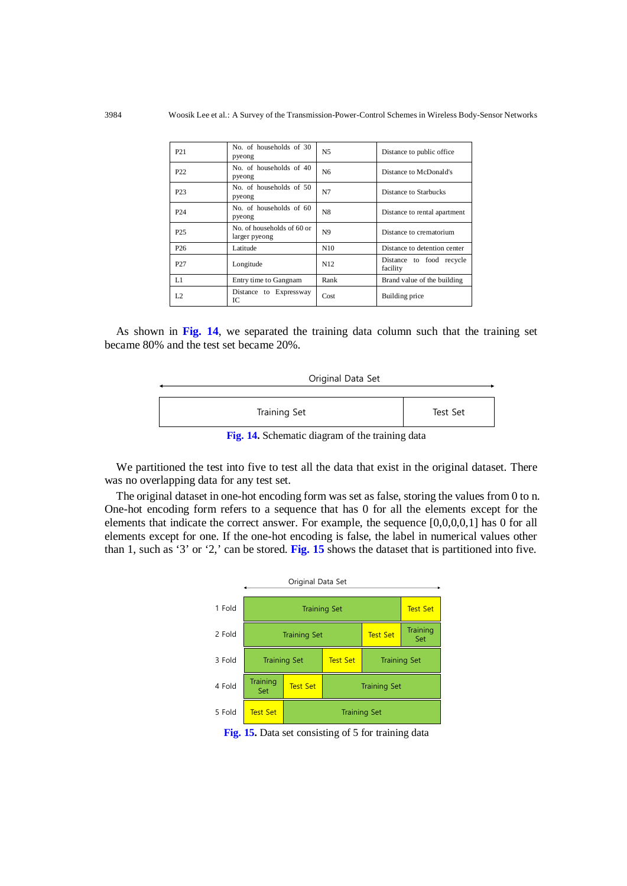| P21 | No. of households of 30 pyeong | N5 | Distance to public office |
|---|---|---|---|
| P22 | No. of households of 40 pyeong | N6 | Distance to McDonald's |
| P23 | No. of households of 50 pyeong | N7 | Distance to Starbucks |
| P24 | No. of households of 60 pyeong | N8 | Distance to rental apartment |
| P25 | No. of households of 60 or larger pyeong | N9 | Distance to crematorium |
| P26 | Latitude | N10 | Distance to detention center |
| P27 | Longitude | N12 | Distance to food recycle facility |
| L1 | Entry time to Gangnam | Rank | Brand value of the building |
| L2 | Distance to Expressway IC | Cost | Building price |

As shown in **Fig. 14**, we separated the training data column such that the training set became 80% and the test set became 20%.

Original Data Set

| Training Set | Test Set |
|---|---|

**Fig. 14.** Schematic diagram of the training data

We partitioned the test into five to test all the data that exist in the original dataset. There was no overlapping data for any test set.

The original dataset in one-hot encoding form was set as false, storing the values from 0 to n. One-hot encoding form refers to a sequence that has 0 for all the elements except for the elements that indicate the correct answer. For example, the sequence [0,0,0,0,1] has 0 for all elements except for one. If the one-hot encoding is false, the label in numerical values other than 1, such as '3' or '2,' can be stored. **Fig. 15** shows the dataset that is partitioned into five.

Original Data Set

| | | | | | |
|---|---|---|---|---|---|
| 1 Fold | Training Set | | | | Test Set |
| 2 Fold | Training Set | | | Test Set | Training Set |
| 3 Fold | Training Set | | Test Set | Training Set | |
| 4 Fold | Training Set | Test Set | Training Set | | |
| 5 Fold | Test Set | Training Set | | | |

**Fig. 15.** Data set consisting of 5 for training data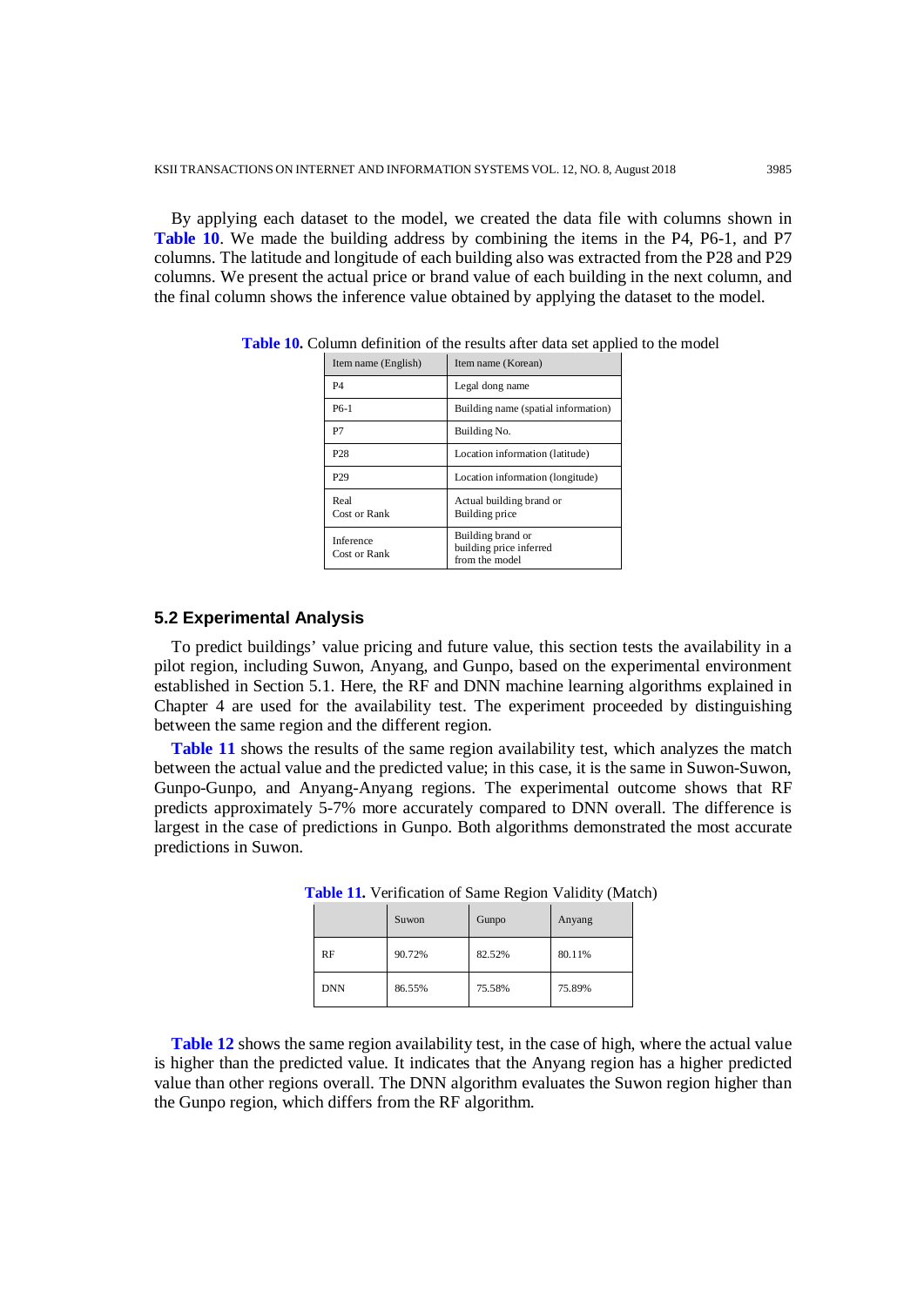By applying each dataset to the model, we created the data file with columns shown in **Table 10**. We made the building address by combining the items in the P4, P6-1, and P7 columns. The latitude and longitude of each building also was extracted from the P28 and P29 columns. We present the actual price or brand value of each building in the next column, and the final column shows the inference value obtained by applying the dataset to the model.

**Table 10.** Column definition of the results after data set applied to the model

| Item name (English) | Item name (Korean) |
|---|---|
| P4 | Legal dong name |
| P6-1 | Building name (spatial information) |
| P7 | Building No. |
| P28 | Location information (latitude) |
| P29 | Location information (longitude) |
| Real Cost or Rank | Actual building brand or Building price |
| Inference Cost or Rank | Building brand or building price inferred from the model |

### 5.2 Experimental Analysis

To predict buildings' value pricing and future value, this section tests the availability in a pilot region, including Suwon, Anyang, and Gunpo, based on the experimental environment established in Section 5.1. Here, the RF and DNN machine learning algorithms explained in Chapter 4 are used for the availability test. The experiment proceeded by distinguishing between the same region and the different region.

**Table 11** shows the results of the same region availability test, which analyzes the match between the actual value and the predicted value; in this case, it is the same in Suwon-Suwon, Gunpo-Gunpo, and Anyang-Anyang regions. The experimental outcome shows that RF predicts approximately 5-7% more accurately compared to DNN overall. The difference is largest in the case of predictions in Gunpo. Both algorithms demonstrated the most accurate predictions in Suwon.

**Table 11.** Verification of Same Region Validity (Match)

| | Suwon | Gunpo | Anyang |
|---|---|---|---|
| RF | 90.72% | 82.52% | 80.11% |
| DNN | 86.55% | 75.58% | 75.89% |

**Table 12** shows the same region availability test, in the case of high, where the actual value is higher than the predicted value. It indicates that the Anyang region has a higher predicted value than other regions overall. The DNN algorithm evaluates the Suwon region higher than the Gunpo region, which differs from the RF algorithm.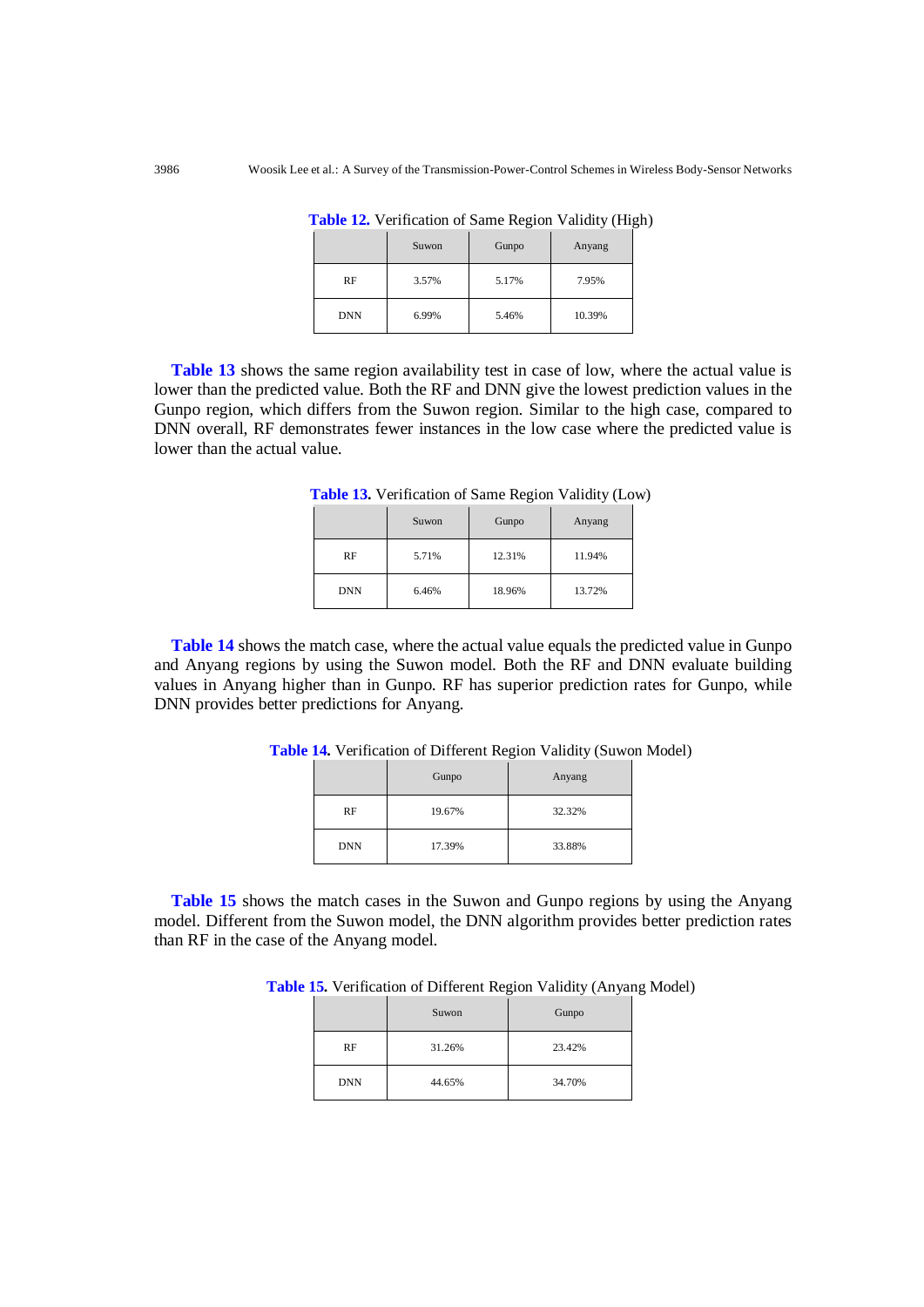**Table 12.** Verification of Same Region Validity (High)

| | Suwon | Gunpo | Anyang |
|---|---|---|---|
| RF | 3.57% | 5.17% | 7.95% |
| DNN | 6.99% | 5.46% | 10.39% |

**Table 13** shows the same region availability test in case of low, where the actual value is lower than the predicted value. Both the RF and DNN give the lowest prediction values in the Gunpo region, which differs from the Suwon region. Similar to the high case, compared to DNN overall, RF demonstrates fewer instances in the low case where the predicted value is lower than the actual value.

**Table 13.** Verification of Same Region Validity (Low)

| | Suwon | Gunpo | Anyang |
|---|---|---|---|
| RF | 5.71% | 12.31% | 11.94% |
| DNN | 6.46% | 18.96% | 13.72% |

**Table 14** shows the match case, where the actual value equals the predicted value in Gunpo and Anyang regions by using the Suwon model. Both the RF and DNN evaluate building values in Anyang higher than in Gunpo. RF has superior prediction rates for Gunpo, while DNN provides better predictions for Anyang.

**Table 14.** Verification of Different Region Validity (Suwon Model)

| | Gunpo | Anyang |
|---|---|---|
| RF | 19.67% | 32.32% |
| DNN | 17.39% | 33.88% |

**Table 15** shows the match cases in the Suwon and Gunpo regions by using the Anyang model. Different from the Suwon model, the DNN algorithm provides better prediction rates than RF in the case of the Anyang model.

**Table 15.** Verification of Different Region Validity (Anyang Model)

| | Suwon | Gunpo |
|---|---|---|
| RF | 31.26% | 23.42% |
| DNN | 44.65% | 34.70% |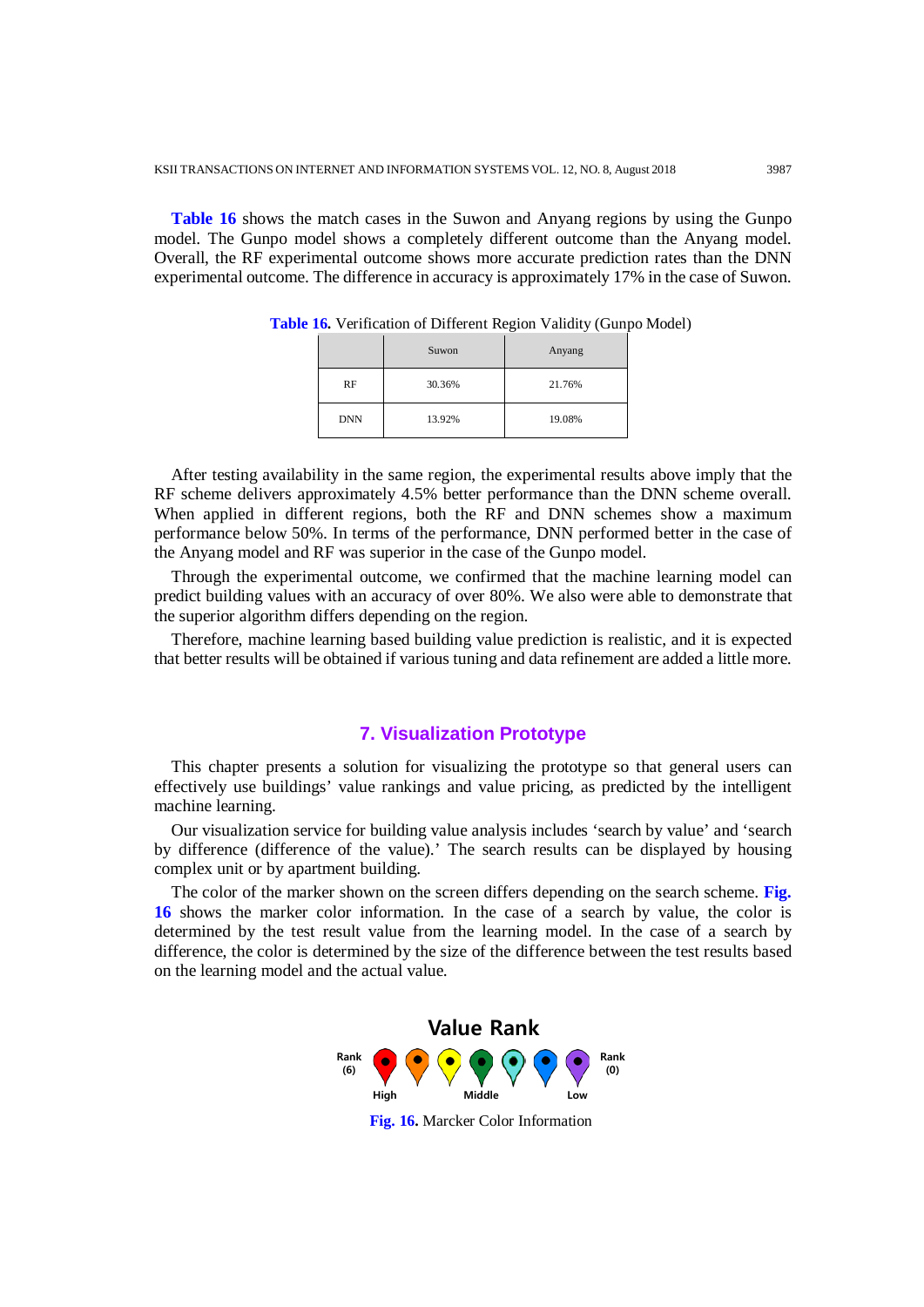**Table 16** shows the match cases in the Suwon and Anyang regions by using the Gunpo model. The Gunpo model shows a completely different outcome than the Anyang model. Overall, the RF experimental outcome shows more accurate prediction rates than the DNN experimental outcome. The difference in accuracy is approximately 17% in the case of Suwon.

**Table 16.** Verification of Different Region Validity (Gunpo Model)

| | Suwon | Anyang |
|---|---|---|
| RF | 30.36% | 21.76% |
| DNN | 13.92% | 19.08% |

After testing availability in the same region, the experimental results above imply that the RF scheme delivers approximately 4.5% better performance than the DNN scheme overall. When applied in different regions, both the RF and DNN schemes show a maximum performance below 50%. In terms of the performance, DNN performed better in the case of the Anyang model and RF was superior in the case of the Gunpo model.

Through the experimental outcome, we confirmed that the machine learning model can predict building values with an accuracy of over 80%. We also were able to demonstrate that the superior algorithm differs depending on the region.

Therefore, machine learning based building value prediction is realistic, and it is expected that better results will be obtained if various tuning and data refinement are added a little more.

## 7. Visualization Prototype

This chapter presents a solution for visualizing the prototype so that general users can effectively use buildings' value rankings and value pricing, as predicted by the intelligent machine learning.

Our visualization service for building value analysis includes 'search by value' and 'search by difference (difference of the value).' The search results can be displayed by housing complex unit or by apartment building.

The color of the marker shown on the screen differs depending on the search scheme. **Fig. 16** shows the marker color information. In the case of a search by value, the color is determined by the test result value from the learning model. In the case of a search by difference, the color is determined by the size of the difference between the test results based on the learning model and the actual value.

Value Rank

Rank (6) — High — Middle — Low — Rank (0)

**Fig. 16.** Marcker Color Information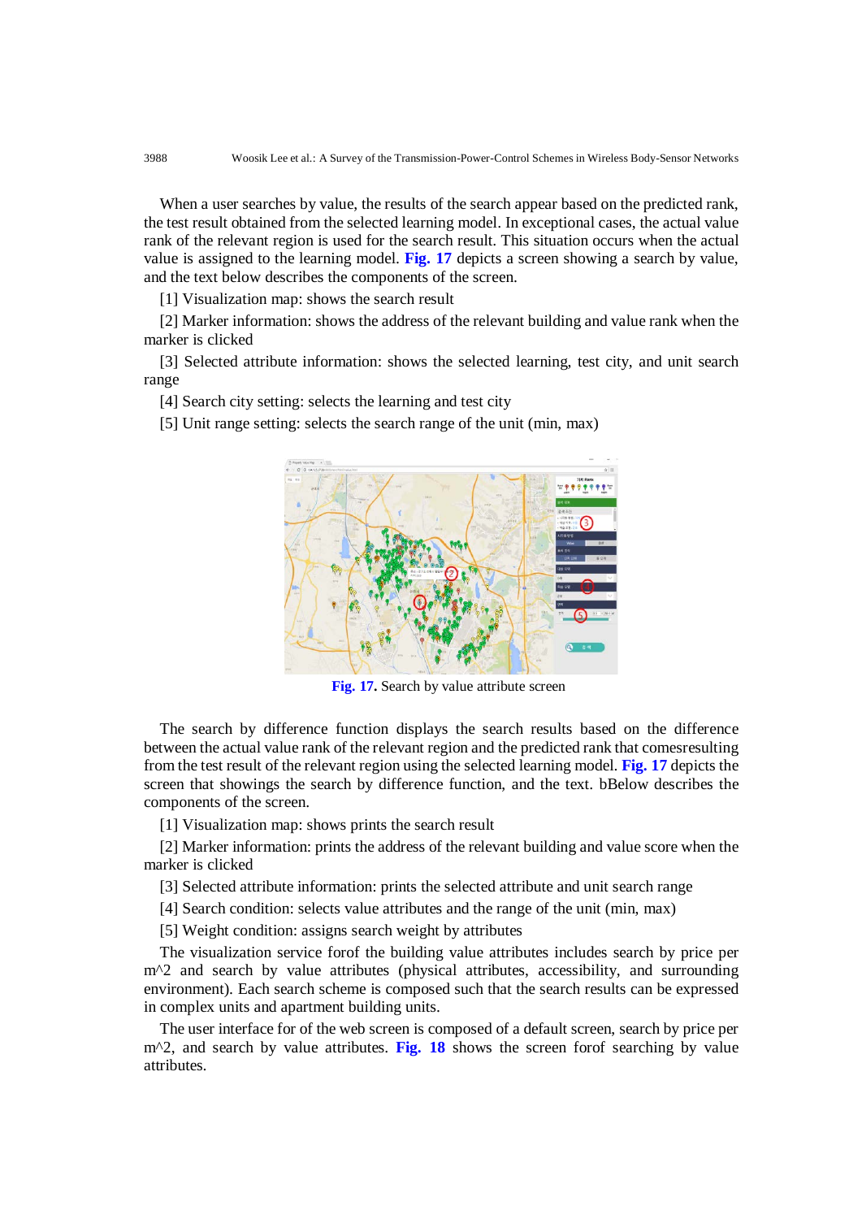When a user searches by value, the results of the search appear based on the predicted rank, the test result obtained from the selected learning model. In exceptional cases, the actual value rank of the relevant region is used for the search result. This situation occurs when the actual value is assigned to the learning model. **Fig. 17** depicts a screen showing a search by value, and the text below describes the components of the screen.

[1] Visualization map: shows the search result

[2] Marker information: shows the address of the relevant building and value rank when the marker is clicked

[3] Selected attribute information: shows the selected learning, test city, and unit search range

[4] Search city setting: selects the learning and test city

[5] Unit range setting: selects the search range of the unit (min, max)

**Fig. 17.** Search by value attribute screen

The search by difference function displays the search results based on the difference between the actual value rank of the relevant region and the predicted rank that comesresulting from the test result of the relevant region using the selected learning model. **Fig. 17** depicts the screen that showings the search by difference function, and the text. bBelow describes the components of the screen.

[1] Visualization map: shows prints the search result

[2] Marker information: prints the address of the relevant building and value score when the marker is clicked

[3] Selected attribute information: prints the selected attribute and unit search range

[4] Search condition: selects value attributes and the range of the unit (min, max)

[5] Weight condition: assigns search weight by attributes

The visualization service forof the building value attributes includes search by price per m^2 and search by value attributes (physical attributes, accessibility, and surrounding environment). Each search scheme is composed such that the search results can be expressed in complex units and apartment building units.

The user interface for of the web screen is composed of a default screen, search by price per m^2, and search by value attributes. **Fig. 18** shows the screen forof searching by value attributes.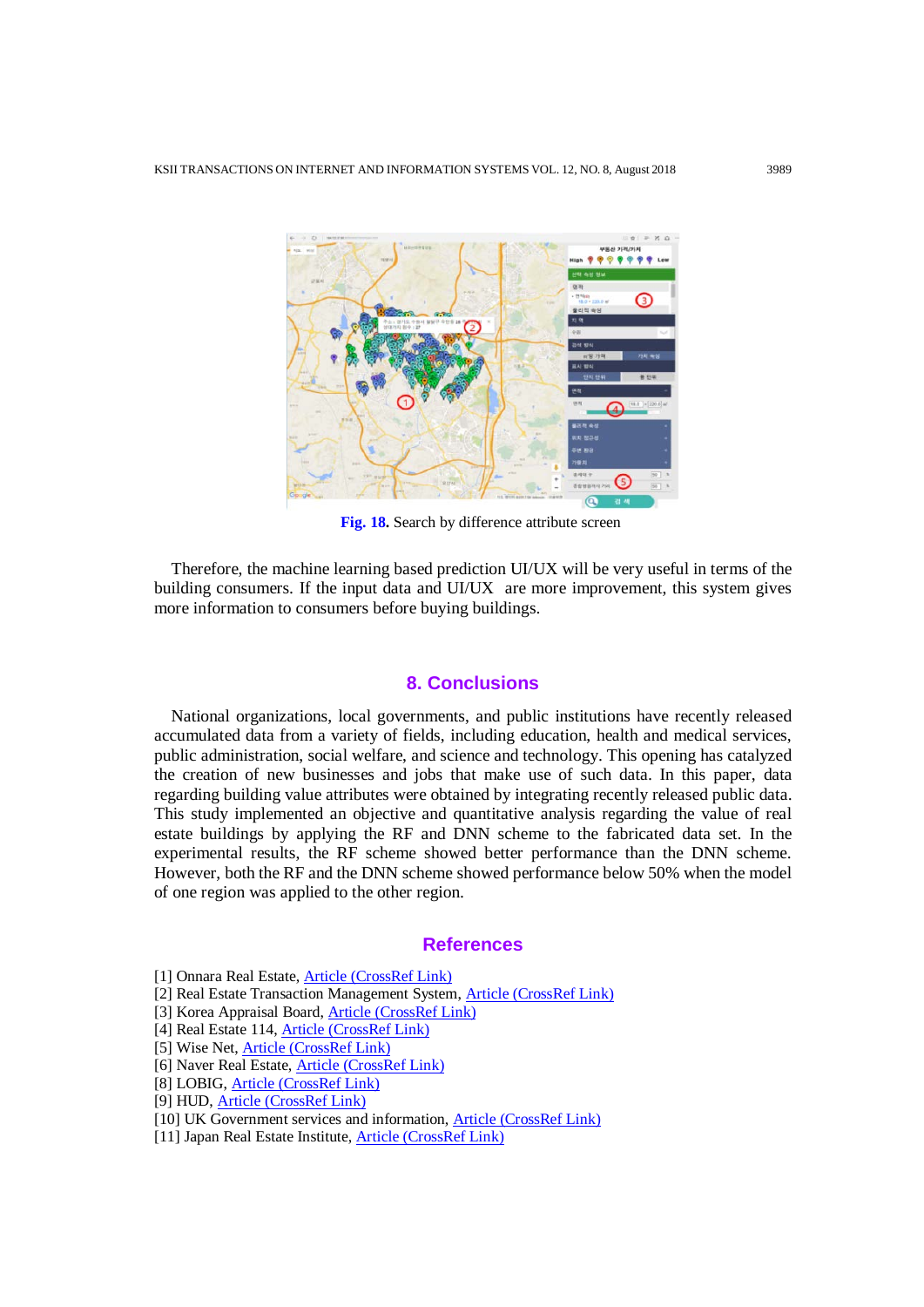**Fig. 18.** Search by difference attribute screen

Therefore, the machine learning based prediction UI/UX will be very useful in terms of the building consumers. If the input data and UI/UX are more improvement, this system gives more information to consumers before buying buildings.

## 8. Conclusions

National organizations, local governments, and public institutions have recently released accumulated data from a variety of fields, including education, health and medical services, public administration, social welfare, and science and technology. This opening has catalyzed the creation of new businesses and jobs that make use of such data. In this paper, data regarding building value attributes were obtained by integrating recently released public data. This study implemented an objective and quantitative analysis regarding the value of real estate buildings by applying the RF and DNN scheme to the fabricated data set. In the experimental results, the RF scheme showed better performance than the DNN scheme. However, both the RF and the DNN scheme showed performance below 50% when the model of one region was applied to the other region.

## References

[1] Onnara Real Estate, Article (CrossRef Link)
[2] Real Estate Transaction Management System, Article (CrossRef Link)
[3] Korea Appraisal Board, Article (CrossRef Link)
[4] Real Estate 114, Article (CrossRef Link)
[5] Wise Net, Article (CrossRef Link)
[6] Naver Real Estate, Article (CrossRef Link)
[8] LOBIG, Article (CrossRef Link)
[9] HUD, Article (CrossRef Link)
[10] UK Government services and information, Article (CrossRef Link)
[11] Japan Real Estate Institute, Article (CrossRef Link)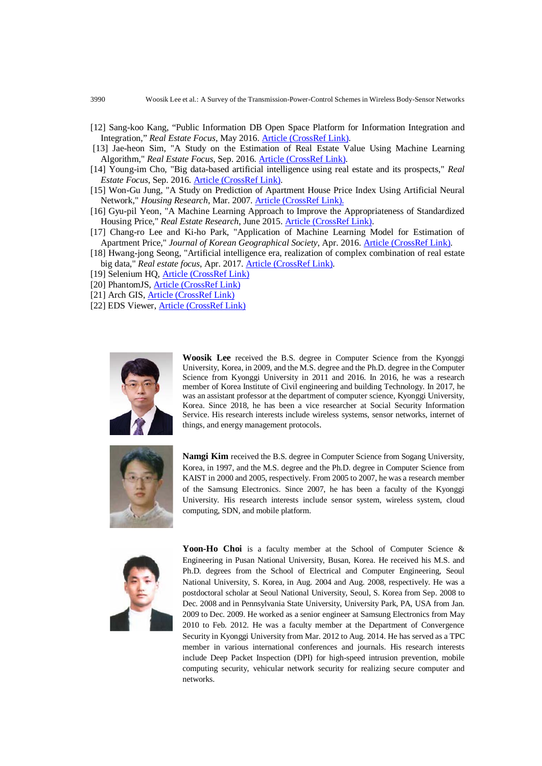[12] Sang-koo Kang, "Public Information DB Open Space Platform for Information Integration and Integration," *Real Estate Focus*, May 2016. Article (CrossRef Link).

[13] Jae-heon Sim, "A Study on the Estimation of Real Estate Value Using Machine Learning Algorithm," *Real Estate Focus*, Sep. 2016. Article (CrossRef Link).

[14] Young-im Cho, "Big data-based artificial intelligence using real estate and its prospects," *Real Estate Focus*, Sep. 2016. Article (CrossRef Link).

[15] Won-Gu Jung, "A Study on Prediction of Apartment House Price Index Using Artificial Neural Network," *Housing Research*, Mar. 2007. Article (CrossRef Link).

[16] Gyu-pil Yeon, "A Machine Learning Approach to Improve the Appropriateness of Standardized Housing Price," *Real Estate Research*, June 2015. Article (CrossRef Link).

[17] Chang-ro Lee and Ki-ho Park, "Application of Machine Learning Model for Estimation of Apartment Price," *Journal of Korean Geographical Society*, Apr. 2016. Article (CrossRef Link).

[18] Hwang-jong Seong, "Artificial intelligence era, realization of complex combination of real estate big data," *Real estate focus*, Apr. 2017. Article (CrossRef Link).

[19] Selenium HQ, Article (CrossRef Link)

[20] PhantomJS, Article (CrossRef Link)

[21] Arch GIS, Article (CrossRef Link)

[22] EDS Viewer, Article (CrossRef Link)

**Woosik Lee** received the B.S. degree in Computer Science from the Kyonggi University, Korea, in 2009, and the M.S. degree and the Ph.D. degree in the Computer Science from Kyonggi University in 2011 and 2016. In 2016, he was a research member of Korea Institute of Civil engineering and building Technology. In 2017, he was an assistant professor at the department of computer science, Kyonggi University, Korea. Since 2018, he has been a vice researcher at Social Security Information Service. His research interests include wireless systems, sensor networks, internet of things, and energy management protocols.

**Namgi Kim** received the B.S. degree in Computer Science from Sogang University, Korea, in 1997, and the M.S. degree and the Ph.D. degree in Computer Science from KAIST in 2000 and 2005, respectively. From 2005 to 2007, he was a research member of the Samsung Electronics. Since 2007, he has been a faculty of the Kyonggi University. His research interests include sensor system, wireless system, cloud computing, SDN, and mobile platform.

**Yoon-Ho Choi** is a faculty member at the School of Computer Science & Engineering in Pusan National University, Busan, Korea. He received his M.S. and Ph.D. degrees from the School of Electrical and Computer Engineering, Seoul National University, S. Korea, in Aug. 2004 and Aug. 2008, respectively. He was a postdoctoral scholar at Seoul National University, Seoul, S. Korea from Sep. 2008 to Dec. 2008 and in Pennsylvania State University, University Park, PA, USA from Jan. 2009 to Dec. 2009. He worked as a senior engineer at Samsung Electronics from May 2010 to Feb. 2012. He was a faculty member at the Department of Convergence Security in Kyonggi University from Mar. 2012 to Aug. 2014. He has served as a TPC member in various international conferences and journals. His research interests include Deep Packet Inspection (DPI) for high-speed intrusion prevention, mobile computing security, vehicular network security for realizing secure computer and networks.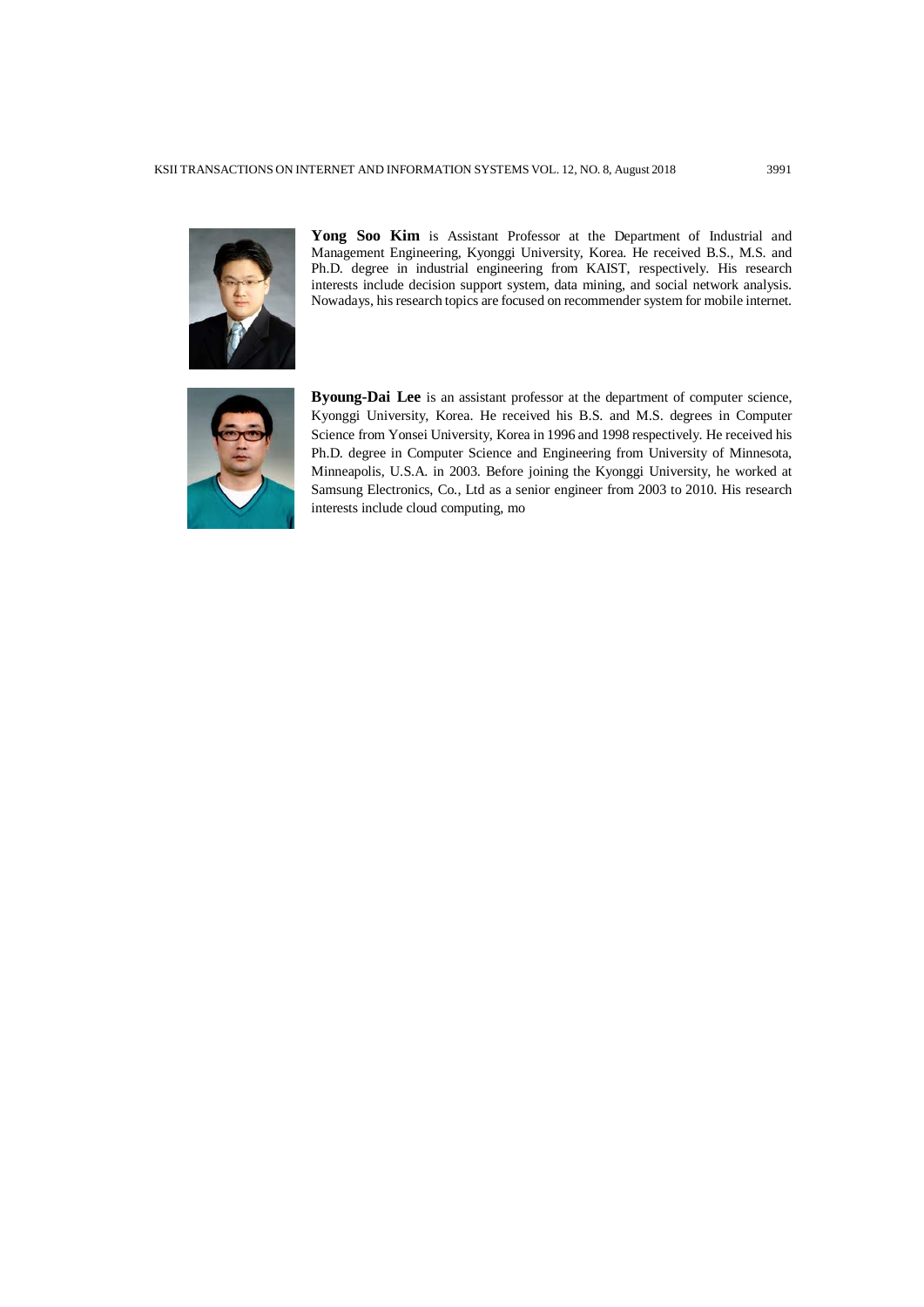**Yong Soo Kim** is Assistant Professor at the Department of Industrial and Management Engineering, Kyonggi University, Korea. He received B.S., M.S. and Ph.D. degree in industrial engineering from KAIST, respectively. His research interests include decision support system, data mining, and social network analysis. Nowadays, his research topics are focused on recommender system for mobile internet.

**Byoung-Dai Lee** is an assistant professor at the department of computer science, Kyonggi University, Korea. He received his B.S. and M.S. degrees in Computer Science from Yonsei University, Korea in 1996 and 1998 respectively. He received his Ph.D. degree in Computer Science and Engineering from University of Minnesota, Minneapolis, U.S.A. in 2003. Before joining the Kyonggi University, he worked at Samsung Electronics, Co., Ltd as a senior engineer from 2003 to 2010. His research interests include cloud computing, mo